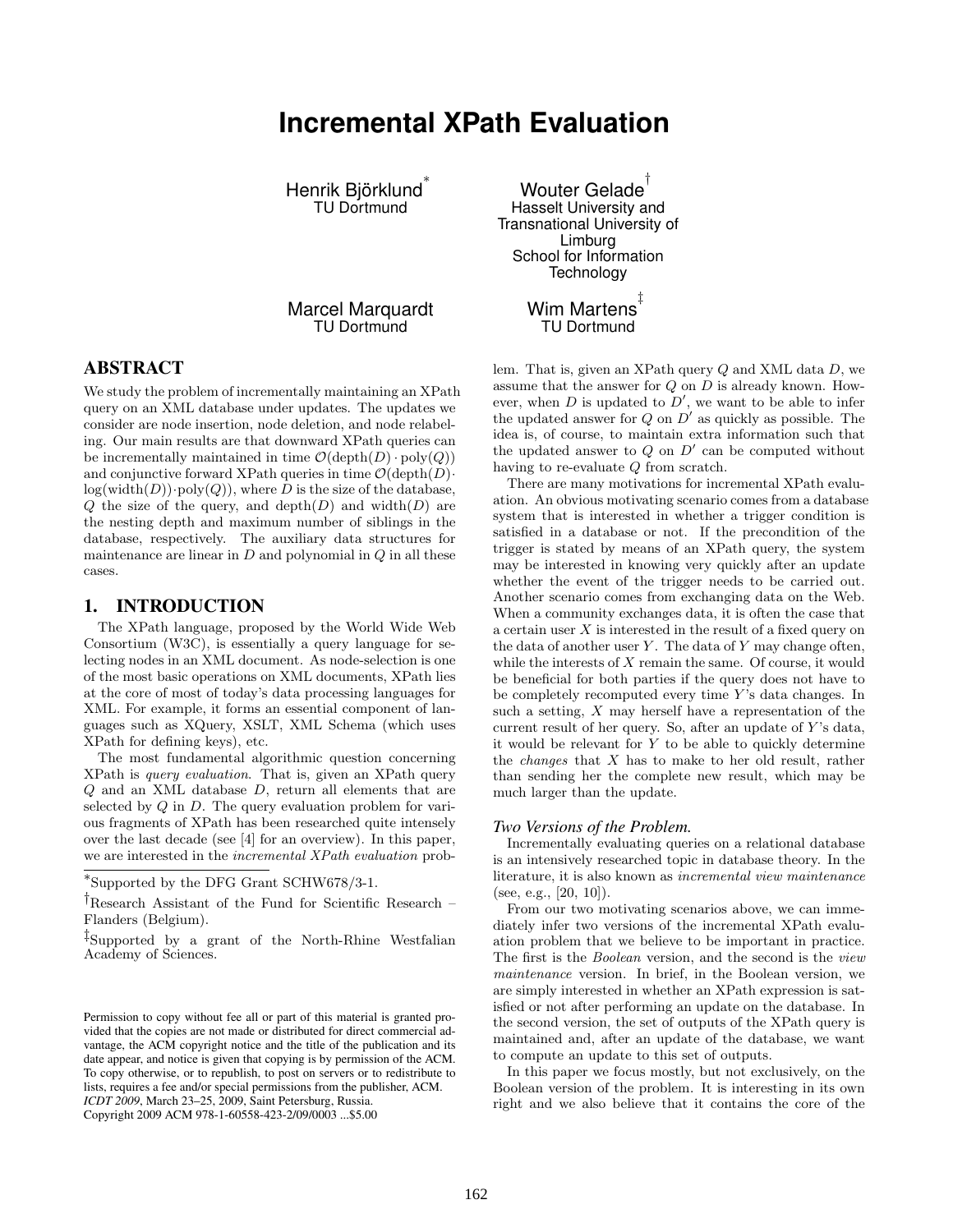# Incremental XPath Evaluation

Henrik Björklund[*]
TU Dortmund

Wouter Gelade[†]
Hasselt University and Transnational University of Limburg
School for Information Technology

Marcel Marquardt
TU Dortmund

Wim Martens[‡]
TU Dortmund

## ABSTRACT

We study the problem of incrementally maintaining an XPath query on an XML database under updates. The updates we consider are node insertion, node deletion, and node relabeling. Our main results are that downward XPath queries can be incrementally maintained in time $\mathcal{O}(\text{depth}(D) \cdot \text{poly}(Q))$ and conjunctive forward XPath queries in time $\mathcal{O}(\text{depth}(D) \cdot \log(\text{width}(D)) \cdot \text{poly}(Q))$, where $D$ is the size of the database, $Q$ the size of the query, and $\text{depth}(D)$ and $\text{width}(D)$ are the nesting depth and maximum number of siblings in the database, respectively. The auxiliary data structures for maintenance are linear in $D$ and polynomial in $Q$ in all these cases.

## 1. INTRODUCTION

The XPath language, proposed by the World Wide Web Consortium (W3C), is essentially a query language for selecting nodes in an XML document. As node-selection is one of the most basic operations on XML documents, XPath lies at the core of most of today's data processing languages for XML. For example, it forms an essential component of languages such as XQuery, XSLT, XML Schema (which uses XPath for defining keys), etc.

The most fundamental algorithmic question concerning XPath is *query evaluation*. That is, given an XPath query $Q$ and an XML database $D$, return all elements that are selected by $Q$ in $D$. The query evaluation problem for various fragments of XPath has been researched quite intensely over the last decade (see [4] for an overview). In this paper, we are interested in the *incremental XPath evaluation* problem. That is, given an XPath query $Q$ and XML data $D$, we assume that the answer for $Q$ on $D$ is already known. However, when $D$ is updated to $D'$, we want to be able to infer the updated answer for $Q$ on $D'$ as quickly as possible. The idea is, of course, to maintain extra information such that the updated answer to $Q$ on $D'$ can be computed without having to re-evaluate $Q$ from scratch.

There are many motivations for incremental XPath evaluation. An obvious motivating scenario comes from a database system that is interested in whether a trigger condition is satisfied in a database or not. If the precondition of the trigger is stated by means of an XPath query, the system may be interested in knowing very quickly after an update whether the event of the trigger needs to be carried out. Another scenario comes from exchanging data on the Web. When a community exchanges data, it is often the case that a certain user $X$ is interested in the result of a fixed query on the data of another user $Y$. The data of $Y$ may change often, while the interests of $X$ remain the same. Of course, it would be beneficial for both parties if the query does not have to be completely recomputed every time $Y$'s data changes. In such a setting, $X$ may herself have a representation of the current result of her query. So, after an update of $Y$'s data, it would be relevant for $Y$ to be able to quickly determine the *changes* that $X$ has to make to her old result, rather than sending her the complete new result, which may be much larger than the update.

### *Two Versions of the Problem.*

Incrementally evaluating queries on a relational database is an intensively researched topic in database theory. In the literature, it is also known as *incremental view maintenance* (see, e.g., [20, 10]).

From our two motivating scenarios above, we can immediately infer two versions of the incremental XPath evaluation problem that we believe to be important in practice. The first is the *Boolean* version, and the second is the *view maintenance* version. In brief, in the Boolean version, we are simply interested in whether an XPath expression is satisfied or not after performing an update on the database. In the second version, the set of outputs of the XPath query is maintained and, after an update of the database, we want to compute an update to this set of outputs.

In this paper we focus mostly, but not exclusively, on the Boolean version of the problem. It is interesting in its own right and we also believe that it contains the core of the

---

[*]Supported by the DFG Grant SCHW678/3-1.

[†]Research Assistant of the Fund for Scientific Research – Flanders (Belgium).

[‡]Supported by a grant of the North-Rhine Westfalian Academy of Sciences.

Permission to copy without fee all or part of this material is granted provided that the copies are not made or distributed for direct commercial advantage, the ACM copyright notice and the title of the publication and its date appear, and notice is given that copying is by permission of the ACM. To copy otherwise, or to republish, to post on servers or to redistribute to lists, requires a fee and/or special permissions from the publisher, ACM.
*ICDT 2009*, March 23–25, 2009, Saint Petersburg, Russia.
Copyright 2009 ACM 978-1-60558-423-2/09/0003 ...$5.00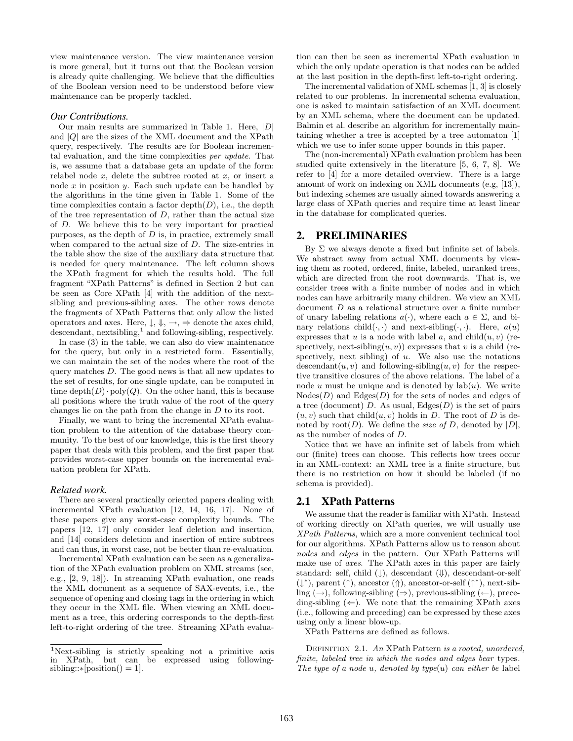view maintenance version. The view maintenance version is more general, but it turns out that the Boolean version is already quite challenging. We believe that the difficulties of the Boolean version need to be understood before view maintenance can be properly tackled.

### *Our Contributions.*

Our main results are summarized in Table 1. Here, $|D|$ and $|Q|$ are the sizes of the XML document and the XPath query, respectively. The results are for Boolean incremental evaluation, and the time complexities *per update*. That is, we assume that a database gets an update of the form: relabel node $x$, delete the subtree rooted at $x$, or insert a node $x$ in position $y$. Each such update can be handled by the algorithms in the time given in Table 1. Some of the time complexities contain a factor $\text{depth}(D)$, i.e., the depth of the tree representation of $D$, rather than the actual size of $D$. We believe this to be very important for practical purposes, as the depth of $D$ is, in practice, extremely small when compared to the actual size of $D$. The size-entries in the table show the size of the auxiliary data structure that is needed for query maintenance. The left column shows the XPath fragment for which the results hold. The full fragment "XPath Patterns" is defined in Section 2 but can be seen as Core XPath [4] with the addition of the next-sibling and previous-sibling axes. The other rows denote the fragments of XPath Patterns that only allow the listed operators and axes. Here, $\downarrow, \Downarrow, \rightarrow, \Rightarrow$ denote the axes child, descendant, nextsibling,[1] and following-sibling, respectively.

In case (3) in the table, we can also do view maintenance for the query, but only in a restricted form. Essentially, we can maintain the set of the nodes where the root of the query matches $D$. The good news is that all new updates to the set of results, for one single update, can be computed in time $\text{depth}(D) \cdot \text{poly}(Q)$. On the other hand, this is because all positions where the truth value of the root of the query changes lie on the path from the change in $D$ to its root.

Finally, we want to bring the incremental XPath evaluation problem to the attention of the database theory community. To the best of our knowledge, this is the first theory paper that deals with this problem, and the first paper that provides worst-case upper bounds on the incremental evaluation problem for XPath.

### *Related work.*

There are several practically oriented papers dealing with incremental XPath evaluation [12, 14, 16, 17]. None of these papers give any worst-case complexity bounds. The papers [12, 17] only consider leaf deletion and insertion, and [14] considers deletion and insertion of entire subtrees and can thus, in worst case, not be better than re-evaluation.

Incremental XPath evaluation can be seen as a generalization of the XPath evaluation problem on XML streams (see, e.g., [2, 9, 18]). In streaming XPath evaluation, one reads the XML document as a sequence of SAX-events, i.e., the sequence of opening and closing tags in the ordering in which they occur in the XML file. When viewing an XML document as a tree, this ordering corresponds to the depth-first left-to-right ordering of the tree. Streaming XPath evaluation can then be seen as incremental XPath evaluation in which the only update operation is that nodes can be added at the last position in the depth-first left-to-right ordering.

The incremental validation of XML schemas [1, 3] is closely related to our problems. In incremental schema evaluation, one is asked to maintain satisfaction of an XML document by an XML schema, where the document can be updated. Balmin et al. describe an algorithm for incrementally maintaining whether a tree is accepted by a tree automaton [1] which we use to infer some upper bounds in this paper.

The (non-incremental) XPath evaluation problem has been studied quite extensively in the literature [5, 6, 7, 8]. We refer to [4] for a more detailed overview. There is a large amount of work on indexing on XML documents (e.g, [13]), but indexing schemes are usually aimed towards answering a large class of XPath queries and require time at least linear in the database for complicated queries.

## 2. PRELIMINARIES

By $\Sigma$ we always denote a fixed but infinite set of labels. We abstract away from actual XML documents by viewing them as rooted, ordered, finite, labeled, unranked trees, which are directed from the root downwards. That is, we consider trees with a finite number of nodes and in which nodes can have arbitrarily many children. We view an XML document $D$ as a relational structure over a finite number of unary labeling relations $a(\cdot)$, where each $a \in \Sigma$, and binary relations $\text{child}(\cdot,\cdot)$ and $\text{next-sibling}(\cdot,\cdot)$. Here, $a(u)$ expresses that $u$ is a node with label $a$, and $\text{child}(u, v)$ (respectively, $\text{next-sibling}(u, v)$) expresses that $v$ is a child (respectively, next sibling) of $u$. We also use the notations $\text{descendant}(u, v)$ and $\text{following-sibling}(u, v)$ for the respective transitive closures of the above relations. The label of a node $u$ must be unique and is denoted by $\text{lab}(u)$. We write $\text{Nodes}(D)$ and $\text{Edges}(D)$ for the sets of nodes and edges of a tree (document) $D$. As usual, $\text{Edges}(D)$ is the set of pairs $(u, v)$ such that $\text{child}(u, v)$ holds in $D$. The root of $D$ is denoted by $\text{root}(D)$. We define the *size of* $D$, denoted by $|D|$, as the number of nodes of $D$.

Notice that we have an infinite set of labels from which our (finite) trees can choose. This reflects how trees occur in an XML-context: an XML tree is a finite structure, but there is no restriction on how it should be labeled (if no schema is provided).

## 2.1 XPath Patterns

We assume that the reader is familiar with XPath. Instead of working directly on XPath queries, we will usually use *XPath Patterns*, which are a more convenient technical tool for our algorithms. XPath Patterns allow us to reason about *nodes* and *edges* in the pattern. Our XPath Patterns will make use of *axes*. The XPath axes in this paper are fairly standard: self, child ($\downarrow$), descendant ($\Downarrow$), descendant-or-self ($\downarrow^*$), parent ($\uparrow$), ancestor ($\Uparrow$), ancestor-or-self ($\uparrow^*$), next-sibling ($\rightarrow$), following-sibling ($\Rightarrow$), previous-sibling ($\leftarrow$), preceding-sibling ($\Leftarrow$). We note that the remaining XPath axes (i.e., following and preceding) can be expressed by these axes using only a linear blow-up.

XPath Patterns are defined as follows.

Definition 2.1. *An* XPath Pattern *is a rooted, unordered, finite, labeled tree in which the nodes and edges bear* types*. The type of a node $u$, denoted by $type(u)$ can either be* label

[1] Next-sibling is strictly speaking not a primitive axis in XPath, but can be expressed using following-sibling::*[position() = 1].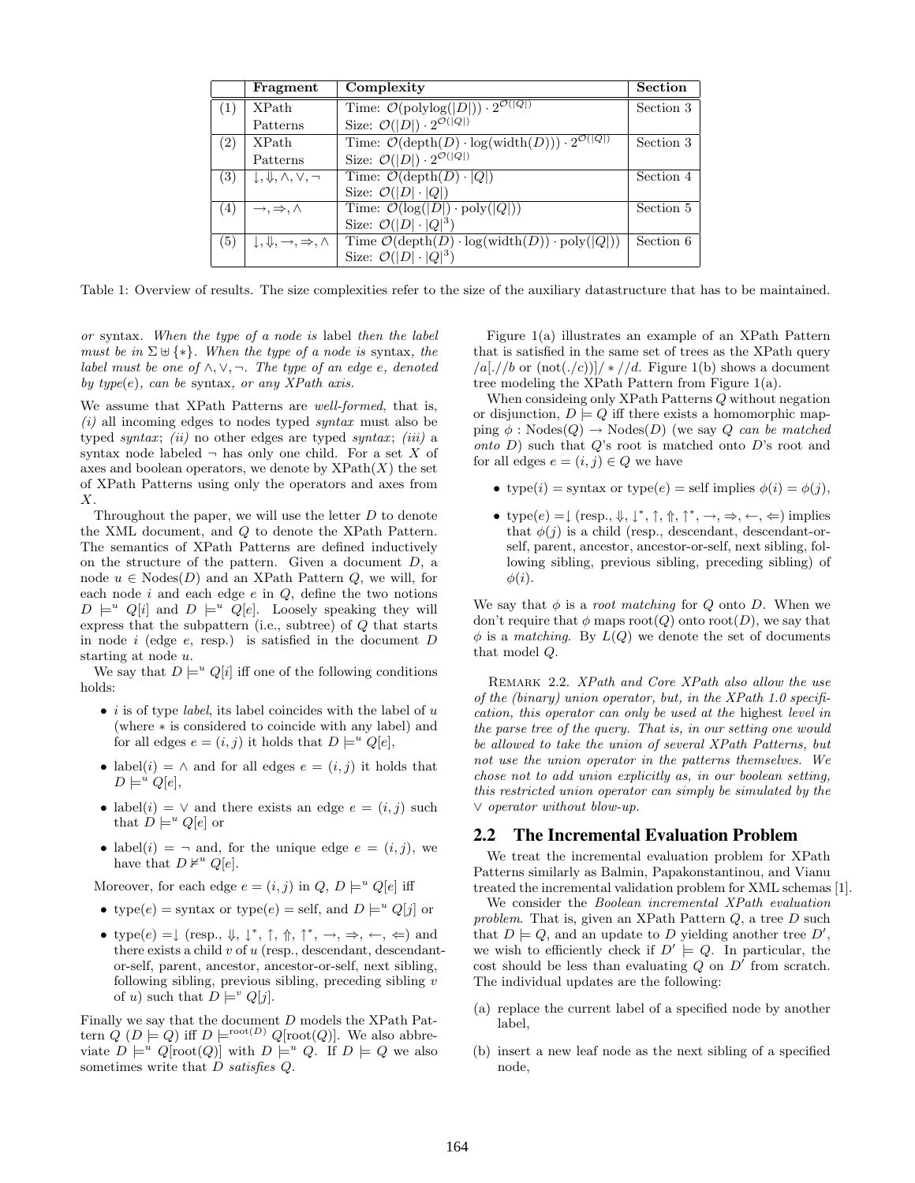|  | Fragment | Complexity | Section |
| --- | --- | --- | --- |
| (1) | XPath Patterns | Time: $\mathcal{O}(\text{polylog}(\lvert D \rvert)) \cdot 2^{\mathcal{O}(\lvert Q \rvert)}$ <br> Size: $\mathcal{O}(\lvert D \rvert) \cdot 2^{\mathcal{O}(\lvert Q \rvert)}$ | Section 3 |
| (2) | XPath Patterns | Time: $\mathcal{O}(\text{depth}(D) \cdot \log(\text{width}(D))) \cdot 2^{\mathcal{O}(\lvert Q \rvert)}$ <br> Size: $\mathcal{O}(\lvert D \rvert) \cdot 2^{\mathcal{O}(\lvert Q \rvert)}$ | Section 3 |
| (3) | $\downarrow, \Downarrow, \wedge, \vee, \neg$ | Time: $\mathcal{O}(\text{depth}(D) \cdot \lvert Q \rvert)$ <br> Size: $\mathcal{O}(\lvert D \rvert \cdot \lvert Q \rvert)$ | Section 4 |
| (4) | $\rightarrow, \Rightarrow, \wedge$ | Time: $\mathcal{O}(\log(\lvert D \rvert) \cdot \text{poly}(\lvert Q \rvert))$ <br> Size: $\mathcal{O}(\lvert D \rvert \cdot \lvert Q \rvert^3)$ | Section 5 |
| (5) | $\downarrow, \Downarrow, \rightarrow, \Rightarrow, \wedge$ | Time $\mathcal{O}(\text{depth}(D) \cdot \log(\text{width}(D)) \cdot \text{poly}(\lvert Q \rvert))$ <br> Size: $\mathcal{O}(\lvert D \rvert \cdot \lvert Q \rvert^3)$ | Section 6 |

Table 1: Overview of results. The size complexities refer to the size of the auxiliary datastructure that has to be maintained.

*or* syntax*. When the type of a node is* label *then the label must be in* $\Sigma \uplus \{*\}$*. When the type of a node is* syntax*, the label must be one of* $\wedge, \vee, \neg$*. The type of an edge e, denoted by type(e), can be* syntax*, or any XPath axis.*

We assume that XPath Patterns are *well-formed*, that is, *(i)* all incoming edges to nodes typed *syntax* must also be typed *syntax*; *(ii)* no other edges are typed *syntax*; *(iii)* a syntax node labeled $\neg$ has only one child. For a set $X$ of axes and boolean operators, we denote by $\text{XPath}(X)$ the set of XPath Patterns using only the operators and axes from $X$.

Throughout the paper, we will use the letter $D$ to denote the XML document, and $Q$ to denote the XPath Pattern. The semantics of XPath Patterns are defined inductively on the structure of the pattern. Given a document $D$, a node $u \in \text{Nodes}(D)$ and an XPath Pattern $Q$, we will, for each node $i$ and each edge $e$ in $Q$, define the two notions $D \models^u Q[i]$ and $D \models^u Q[e]$. Loosely speaking they will express that the subpattern (i.e., subtree) of $Q$ that starts in node $i$ (edge $e$, resp.) is satisfied in the document $D$ starting at node $u$.

We say that $D \models^u Q[i]$ iff one of the following conditions holds:

- $i$ is of type *label*, its label coincides with the label of $u$ (where $*$ is considered to coincide with any label) and for all edges $e = (i, j)$ it holds that $D \models^u Q[e]$,
- $\text{label}(i) = \wedge$ and for all edges $e = (i, j)$ it holds that $D \models^u Q[e]$,
- $\text{label}(i) = \vee$ and there exists an edge $e = (i, j)$ such that $D \models^u Q[e]$ or
- $\text{label}(i) = \neg$ and, for the unique edge $e = (i, j)$, we have that $D \not\models^u Q[e]$.

Moreover, for each edge $e = (i, j)$ in $Q$, $D \models^u Q[e]$ iff

- $\text{type}(e) = \text{syntax}$ or $\text{type}(e) = \text{self}$, and $D \models^u Q[j]$ or
- $\text{type}(e) = \downarrow$ (resp., $\Downarrow$, $\downarrow^*$, $\uparrow$, $\Uparrow$, $\uparrow^*$, $\rightarrow$, $\Rightarrow$, $\leftarrow$, $\Leftarrow$) and there exists a child $v$ of $u$ (resp., descendant, descendant-or-self, parent, ancestor, ancestor-or-self, next sibling, following sibling, previous sibling, preceding sibling $v$ of $u$) such that $D \models^v Q[j]$.

Finally we say that the document $D$ models the XPath Pattern $Q$ ($D \models Q$) iff $D \models^{\text{root}(D)} Q[\text{root}(Q)]$. We also abbreviate $D \models^u Q[\text{root}(Q)]$ with $D \models^u Q$. If $D \models Q$ we also sometimes write that $D$ *satisfies* $Q$.

Figure 1(a) illustrates an example of an XPath Pattern that is satisfied in the same set of trees as the XPath query $/a[.//b$ or $(\text{not}(./c))]/*//d$. Figure 1(b) shows a document tree modeling the XPath Pattern from Figure 1(a).

When consideing only XPath Patterns $Q$ without negation or disjunction, $D \models Q$ iff there exists a homomorphic mapping $\phi : \text{Nodes}(Q) \rightarrow \text{Nodes}(D)$ (we say $Q$ *can be matched onto* $D$) such that $Q$'s root is matched onto $D$'s root and for all edges $e = (i, j) \in Q$ we have

- $\text{type}(i) = \text{syntax}$ or $\text{type}(e) = \text{self}$ implies $\phi(i) = \phi(j)$,
- $\text{type}(e) = \downarrow$ (resp., $\Downarrow$, $\downarrow^*$, $\uparrow$, $\Uparrow$, $\uparrow^*$, $\rightarrow$, $\Rightarrow$, $\leftarrow$, $\Leftarrow$) implies that $\phi(j)$ is a child (resp., descendant, descendant-or-self, parent, ancestor, ancestor-or-self, next sibling, following sibling, previous sibling, preceding sibling) of $\phi(i)$.

We say that $\phi$ is a *root matching* for $Q$ onto $D$. When we don't require that $\phi$ maps $\text{root}(Q)$ onto $\text{root}(D)$, we say that $\phi$ is a *matching*. By $L(Q)$ we denote the set of documents that model $Q$.

Remark 2.2. *XPath and Core XPath also allow the use of the (binary) union operator, but, in the XPath 1.0 specification, this operator can only be used at the highest level in the parse tree of the query. That is, in our setting one would be allowed to take the union of several XPath Patterns, but not use the union operator in the patterns themselves. We chose not to add union explicitly as, in our boolean setting, this restricted union operator can simply be simulated by the* $\vee$ *operator without blow-up.*

## 2.2 The Incremental Evaluation Problem

We treat the incremental evaluation problem for XPath Patterns similarly as Balmin, Papakonstantinou, and Vianu treated the incremental validation problem for XML schemas [1].

We consider the *Boolean incremental XPath evaluation problem*. That is, given an XPath Pattern $Q$, a tree $D$ such that $D \models Q$, and an update to $D$ yielding another tree $D'$, we wish to efficiently check if $D' \models Q$. In particular, the cost should be less than evaluating $Q$ on $D'$ from scratch. The individual updates are the following:

(a) replace the current label of a specified node by another label,

(b) insert a new leaf node as the next sibling of a specified node,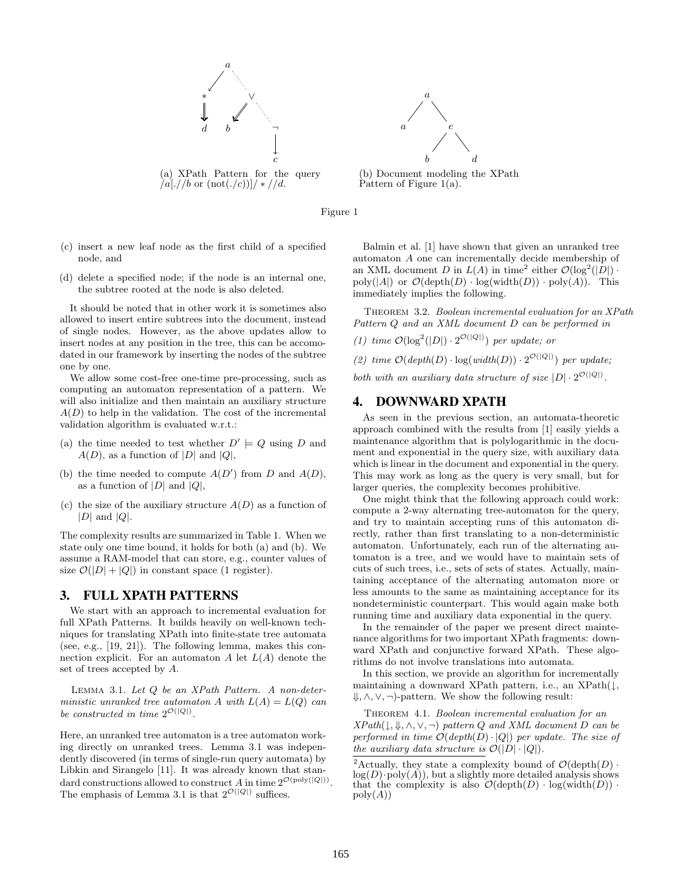(a) XPath Pattern for the query $/a[.//b \text{ or } (\text{not}(./c))]/*//d$.

(b) Document modeling the XPath Pattern of Figure 1(a).

Figure 1

(c) insert a new leaf node as the first child of a specified node, and

(d) delete a specified node; if the node is an internal one, the subtree rooted at the node is also deleted.

It should be noted that in other work it is sometimes also allowed to insert entire subtrees into the document, instead of single nodes. However, as the above updates allow to insert nodes at any position in the tree, this can be accomodated in our framework by inserting the nodes of the subtree one by one.

We allow some cost-free one-time pre-processing, such as computing an automaton representation of a pattern. We will also initialize and then maintain an auxiliary structure $A(D)$ to help in the validation. The cost of the incremental validation algorithm is evaluated w.r.t.:

(a) the time needed to test whether $D' \models Q$ using $D$ and $A(D)$, as a function of $|D|$ and $|Q|$,

(b) the time needed to compute $A(D')$ from $D$ and $A(D)$, as a function of $|D|$ and $|Q|$,

(c) the size of the auxiliary structure $A(D)$ as a function of $|D|$ and $|Q|$.

The complexity results are summarized in Table 1. When we state only one time bound, it holds for both (a) and (b). We assume a RAM-model that can store, e.g., counter values of size $\mathcal{O}(|D| + |Q|)$ in constant space (1 register).

## 3. FULL XPATH PATTERNS

We start with an approach to incremental evaluation for full XPath Patterns. It builds heavily on well-known techniques for translating XPath into finite-state tree automata (see, e.g., [19, 21]). The following lemma, makes this connection explicit. For an automaton $A$ let $L(A)$ denote the set of trees accepted by $A$.

LEMMA 3.1. *Let $Q$ be an XPath Pattern. A non-deterministic unranked tree automaton $A$ with $L(A) = L(Q)$ can be constructed in time $2^{\mathcal{O}(|Q|)}$.*

Here, an unranked tree automaton is a tree automaton working directly on unranked trees. Lemma 3.1 was independently discovered (in terms of single-run query automata) by Libkin and Sirangelo [11]. It was already known that standard constructions allowed to construct $A$ in time $2^{\mathcal{O}(\text{poly}(|Q|))}$. The emphasis of Lemma 3.1 is that $2^{\mathcal{O}(|Q|)}$ suffices.

Balmin et al. [1] have shown that given an unranked tree automaton $A$ one can incrementally decide membership of an XML document $D$ in $L(A)$ in time[2] either $\mathcal{O}(\log^2(|D|) \cdot \text{poly}(|A|)$ or $\mathcal{O}(\text{depth}(D) \cdot \log(\text{width}(D)) \cdot \text{poly}(A))$. This immediately implies the following.

THEOREM 3.2. *Boolean incremental evaluation for an XPath Pattern $Q$ and an XML document $D$ can be performed in*

*(1) time $\mathcal{O}(\log^2(|D|) \cdot 2^{\mathcal{O}(|Q|)})$ per update; or*

*(2) time $\mathcal{O}(\text{depth}(D) \cdot \log(\text{width}(D)) \cdot 2^{\mathcal{O}(|Q|)})$ per update;*

*both with an auxiliary data structure of size $|D| \cdot 2^{\mathcal{O}(|Q|)}$.*

## 4. DOWNWARD XPATH

As seen in the previous section, an automata-theoretic approach combined with the results from [1] easily yields a maintenance algorithm that is polylogarithmic in the document and exponential in the query size, with auxiliary data which is linear in the document and exponential in the query. This may work as long as the query is very small, but for larger queries, the complexity becomes prohibitive.

One might think that the following approach could work: compute a 2-way alternating tree-automaton for the query, and try to maintain accepting runs of this automaton directly, rather than first translating to a non-deterministic automaton. Unfortunately, each run of the alternating automaton is a tree, and we would have to maintain sets of cuts of such trees, i.e., sets of sets of states. Actually, maintaining acceptance of the alternating automaton more or less amounts to the same as maintaining acceptance for its nondeterministic counterpart. This would again make both running time and auxiliary data exponential in the query.

In the remainder of the paper we present direct maintenance algorithms for two important XPath fragments: downward XPath and conjunctive forward XPath. These algorithms do not involve translations into automata.

In this section, we provide an algorithm for incrementally maintaining a downward XPath pattern, i.e., an XPath($\downarrow, \Downarrow, \wedge, \vee, \neg$)-pattern. We show the following result:

THEOREM 4.1. *Boolean incremental evaluation for an XPath($\downarrow, \Downarrow, \wedge, \vee, \neg$) pattern $Q$ and XML document $D$ can be performed in time $\mathcal{O}(\text{depth}(D) \cdot |Q|)$ per update. The size of the auxiliary data structure is $\mathcal{O}(|D| \cdot |Q|)$.*

[2] Actually, they state a complexity bound of $\mathcal{O}(\text{depth}(D) \cdot \log(D) \cdot \text{poly}(A))$, but a slightly more detailed analysis shows that the complexity is also $\mathcal{O}(\text{depth}(D) \cdot \log(\text{width}(D)) \cdot \text{poly}(A))$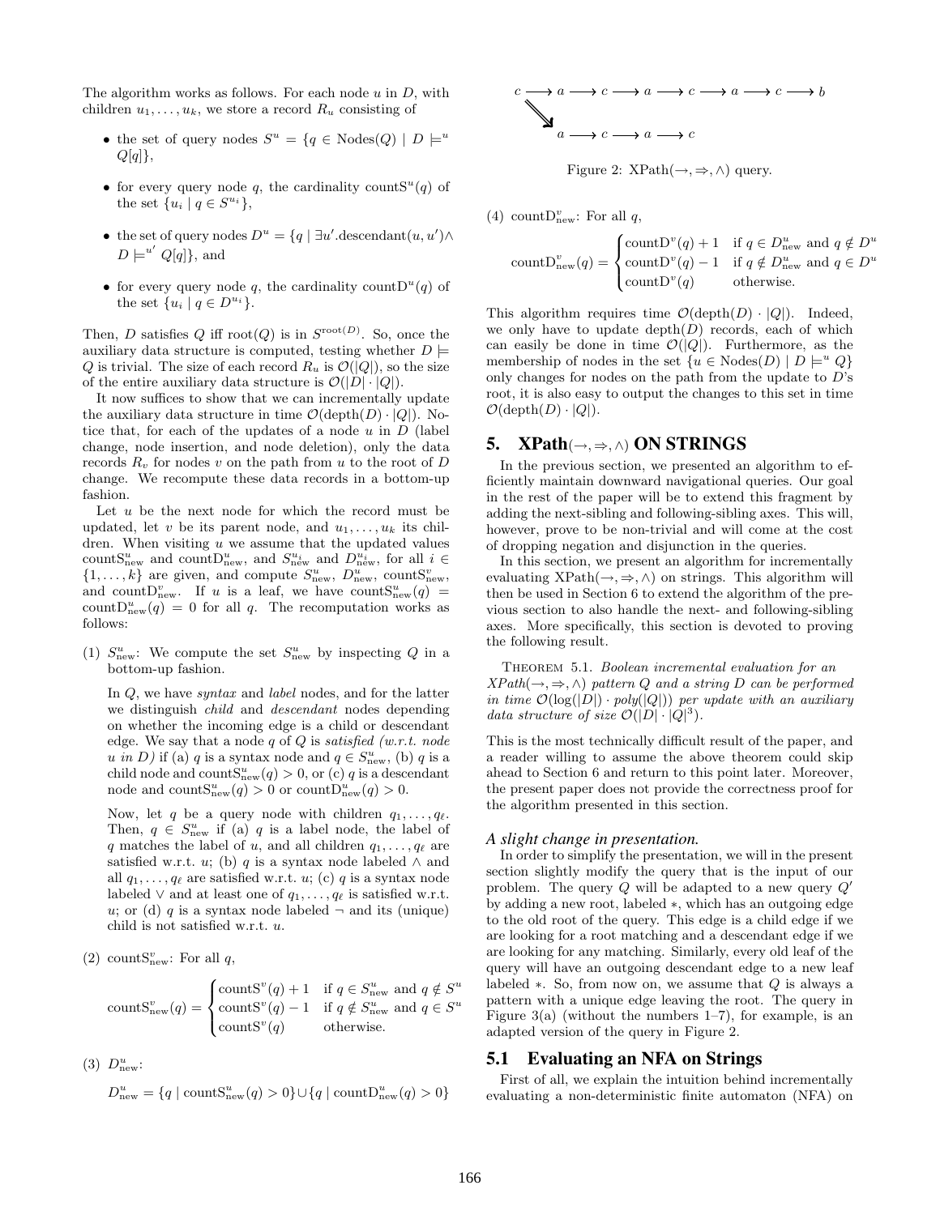The algorithm works as follows. For each node $u$ in $D$, with children $u_1, \dots, u_k$, we store a record $R_u$ consisting of

- the set of query nodes $S^u = \{q \in \text{Nodes}(Q) \mid D \models^u Q[q]\}$,
- for every query node $q$, the cardinality $\text{countS}^u(q)$ of the set $\{u_i \mid q \in S^{u_i}\}$,
- the set of query nodes $D^u = \{q \mid \exists u'.\text{descendant}(u, u') \wedge D \models^{u'} Q[q]\}$, and
- for every query node $q$, the cardinality $\text{countD}^u(q)$ of the set $\{u_i \mid q \in D^{u_i}\}$.

Then, $D$ satisfies $Q$ iff $\text{root}(Q)$ is in $S^{\text{root}(D)}$. So, once the auxiliary data structure is computed, testing whether $D \models Q$ is trivial. The size of each record $R_u$ is $\mathcal{O}(|Q|)$, so the size of the entire auxiliary data structure is $\mathcal{O}(|D| \cdot |Q|)$.

It now suffices to show that we can incrementally update the auxiliary data structure in time $\mathcal{O}(\text{depth}(D) \cdot |Q|)$. Notice that, for each of the updates of a node $u$ in $D$ (label change, node insertion, and node deletion), only the data records $R_v$ for nodes $v$ on the path from $u$ to the root of $D$ change. We recompute these data records in a bottom-up fashion.

Let $u$ be the next node for which the record must be updated, let $v$ be its parent node, and $u_1, \dots, u_k$ its children. When visiting $u$ we assume that the updated values $\text{countS}^u_{\text{new}}$ and $\text{countD}^u_{\text{new}}$, and $S^{u_i}_{\text{new}}$ and $D^{u_i}_{\text{new}}$, for all $i \in \{1, \dots, k\}$ are given, and compute $S^u_{\text{new}}$, $D^u_{\text{new}}$, $\text{countS}^v_{\text{new}}$, and $\text{countD}^v_{\text{new}}$. If $u$ is a leaf, we have $\text{countS}^u_{\text{new}}(q) = \text{countD}^u_{\text{new}}(q) = 0$ for all $q$. The recomputation works as follows:

(1) $S^u_{\text{new}}$: We compute the set $S^u_{\text{new}}$ by inspecting $Q$ in a bottom-up fashion.

In $Q$, we have *syntax* and *label* nodes, and for the latter we distinguish *child* and *descendant* nodes depending on whether the incoming edge is a child or descendant edge. We say that a node $q$ of $Q$ is *satisfied (w.r.t. node $u$ in $D$)* if (a) $q$ is a syntax node and $q \in S^u_{\text{new}}$, (b) $q$ is a child node and $\text{countS}^u_{\text{new}}(q) > 0$, or (c) $q$ is a descendant node and $\text{countS}^u_{\text{new}}(q) > 0$ or $\text{countD}^u_{\text{new}}(q) > 0$.

Now, let $q$ be a query node with children $q_1, \dots, q_\ell$. Then, $q \in S^u_{\text{new}}$ if (a) $q$ is a label node, the label of $q$ matches the label of $u$, and all children $q_1, \dots, q_\ell$ are satisfied w.r.t. $u$; (b) $q$ is a syntax node labeled $\wedge$ and all $q_1, \dots, q_\ell$ are satisfied w.r.t. $u$; (c) $q$ is a syntax node labeled $\vee$ and at least one of $q_1, \dots, q_\ell$ is satisfied w.r.t. $u$; or (d) $q$ is a syntax node labeled $\neg$ and its (unique) child is not satisfied w.r.t. $u$.

(2) $\text{countS}^v_{\text{new}}$: For all $q$,

$$\text{countS}^v_{\text{new}}(q) = \begin{cases} \text{countS}^v(q) + 1 & \text{if } q \in S^u_{\text{new}} \text{ and } q \notin S^u \\ \text{countS}^v(q) - 1 & \text{if } q \notin S^u_{\text{new}} \text{ and } q \in S^u \\ \text{countS}^v(q) & \text{otherwise.} \end{cases}$$

(3) $D^u_{\text{new}}$:

$$D^u_{\text{new}} = \{q \mid \text{countS}^u_{\text{new}}(q) > 0\} \cup \{q \mid \text{countD}^u_{\text{new}}(q) > 0\}$$

(4) $\text{countD}^v_{\text{new}}$: For all $q$,

$$\text{countD}^v_{\text{new}}(q) = \begin{cases} \text{countD}^v(q) + 1 & \text{if } q \in D^u_{\text{new}} \text{ and } q \notin D^u \\ \text{countD}^v(q) - 1 & \text{if } q \notin D^u_{\text{new}} \text{ and } q \in D^u \\ \text{countD}^v(q) & \text{otherwise.} \end{cases}$$

This algorithm requires time $\mathcal{O}(\text{depth}(D) \cdot |Q|)$. Indeed, we only have to update $\text{depth}(D)$ records, each of which can easily be done in time $\mathcal{O}(|Q|)$. Furthermore, as the membership of nodes in the set $\{u \in \text{Nodes}(D) \mid D \models^u Q\}$ only changes for nodes on the path from the update to $D$'s root, it is also easy to output the changes to this set in time $\mathcal{O}(\text{depth}(D) \cdot |Q|)$.

$$c \longrightarrow a \longrightarrow c \longrightarrow a \longrightarrow c \longrightarrow a \longrightarrow c \longrightarrow b$$
$$c \Rightarrow a \longrightarrow c \longrightarrow a \longrightarrow c$$

Figure 2: XPath($\rightarrow, \Rightarrow, \wedge$) query.

## 5. XPath($\rightarrow, \Rightarrow, \wedge$) ON STRINGS

In the previous section, we presented an algorithm to efficiently maintain downward navigational queries. Our goal in the rest of the paper will be to extend this fragment by adding the next-sibling and following-sibling axes. This will, however, prove to be non-trivial and will come at the cost of dropping negation and disjunction in the queries.

In this section, we present an algorithm for incrementally evaluating XPath($\rightarrow, \Rightarrow, \wedge$) on strings. This algorithm will then be used in Section 6 to extend the algorithm of the previous section to also handle the next- and following-sibling axes. More specifically, this section is devoted to proving the following result.

THEOREM 5.1. *Boolean incremental evaluation for an XPath($\rightarrow, \Rightarrow, \wedge$) pattern $Q$ and a string $D$ can be performed in time $\mathcal{O}(\log(|D|) \cdot poly(|Q|))$ per update with an auxiliary data structure of size $\mathcal{O}(|D| \cdot |Q|^3)$.*

This is the most technically difficult result of the paper, and a reader willing to assume the above theorem could skip ahead to Section 6 and return to this point later. Moreover, the present paper does not provide the correctness proof for the algorithm presented in this section.

### *A slight change in presentation.*

In order to simplify the presentation, we will in the present section slightly modify the query that is the input of our problem. The query $Q$ will be adapted to a new query $Q'$ by adding a new root, labeled $*$, which has an outgoing edge to the old root of the query. This edge is a child edge if we are looking for a root matching and a descendant edge if we are looking for any matching. Similarly, every old leaf of the query will have an outgoing descendant edge to a new leaf labeled $*$. So, from now on, we assume that $Q$ is always a pattern with a unique edge leaving the root. The query in Figure 3(a) (without the numbers 1–7), for example, is an adapted version of the query in Figure 2.

### 5.1 Evaluating an NFA on Strings

First of all, we explain the intuition behind incrementally evaluating a non-deterministic finite automaton (NFA) on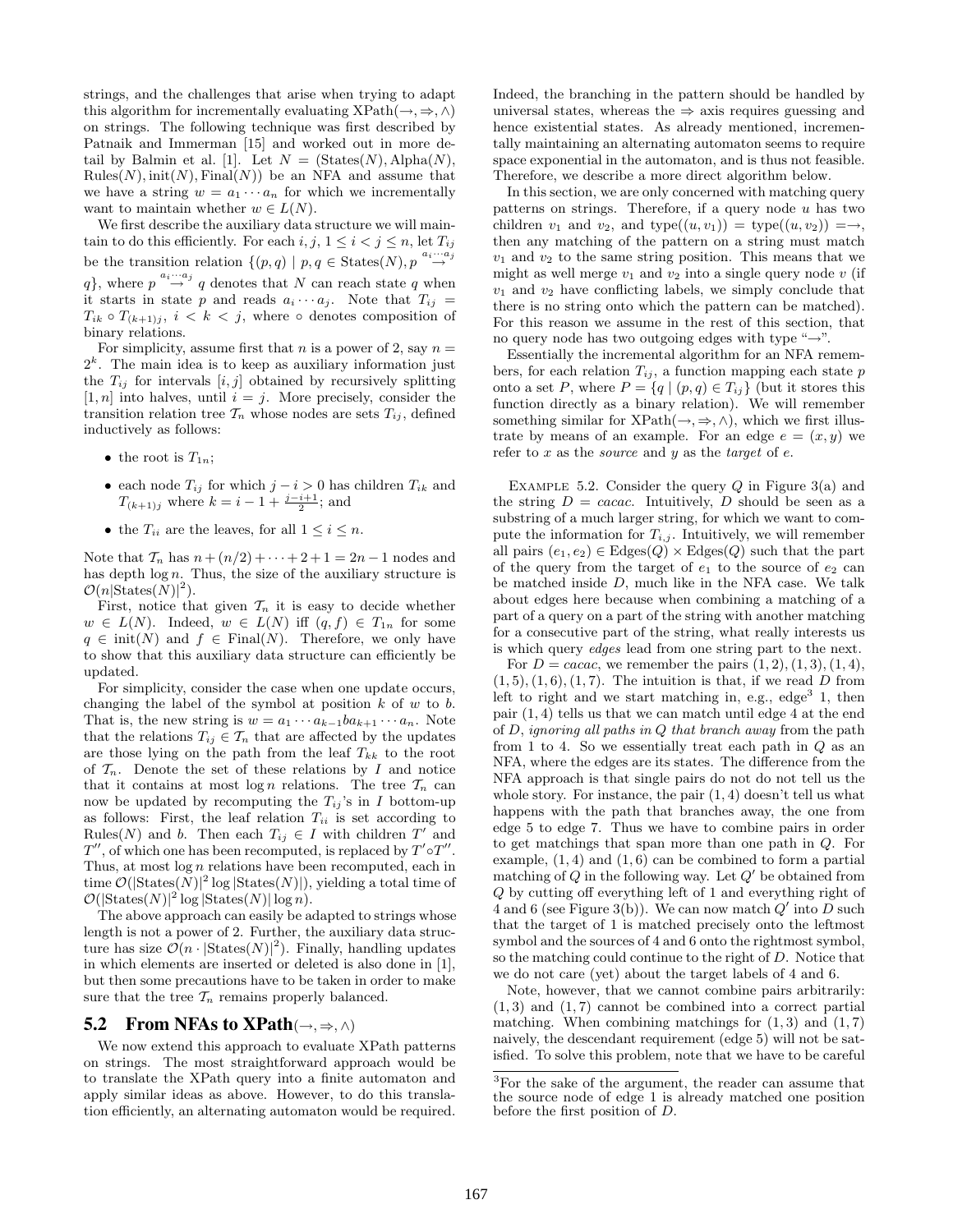strings, and the challenges that arise when trying to adapt this algorithm for incrementally evaluating XPath($\rightarrow, \Rightarrow, \wedge$) on strings. The following technique was first described by Patnaik and Immerman [15] and worked out in more detail by Balmin et al. [1]. Let $N = (\text{States}(N), \text{Alpha}(N), \text{Rules}(N), \text{init}(N), \text{Final}(N))$ be an NFA and assume that we have a string $w = a_1 \cdots a_n$ for which we incrementally want to maintain whether $w \in L(N)$.

We first describe the auxiliary data structure we will maintain to do this efficiently. For each $i, j$, $1 \leq i < j \leq n$, let $T_{ij}$ be the transition relation $\{(p,q) \mid p, q \in \text{States}(N), p \stackrel{a_i \cdots a_j}{\rightarrow} q\}$, where $p \stackrel{a_i \cdots a_j}{\rightarrow} q$ denotes that $N$ can reach state $q$ when it starts in state $p$ and reads $a_i \cdots a_j$. Note that $T_{ij} = T_{ik} \circ T_{(k+1)j}$, $i < k < j$, where $\circ$ denotes composition of binary relations.

For simplicity, assume first that $n$ is a power of 2, say $n = 2^k$. The main idea is to keep as auxiliary information just the $T_{ij}$ for intervals $[i,j]$ obtained by recursively splitting $[1,n]$ into halves, until $i = j$. More precisely, consider the transition relation tree $\mathcal{T}_n$ whose nodes are sets $T_{ij}$, defined inductively as follows:

- the root is $T_{1n}$;
- each node $T_{ij}$ for which $j - i > 0$ has children $T_{ik}$ and $T_{(k+1)j}$ where $k = i - 1 + \frac{j-i+1}{2}$; and
- the $T_{ii}$ are the leaves, for all $1 \leq i \leq n$.

Note that $\mathcal{T}_n$ has $n + (n/2) + \cdots + 2 + 1 = 2n - 1$ nodes and has depth $\log n$. Thus, the size of the auxiliary structure is $\mathcal{O}(n|\text{States}(N)|^2)$.

First, notice that given $\mathcal{T}_n$ it is easy to decide whether $w \in L(N)$. Indeed, $w \in L(N)$ iff $(q,f) \in T_{1n}$ for some $q \in \text{init}(N)$ and $f \in \text{Final}(N)$. Therefore, we only have to show that this auxiliary data structure can efficiently be updated.

For simplicity, consider the case when one update occurs, changing the label of the symbol at position $k$ of $w$ to $b$. That is, the new string is $w = a_1 \cdots a_{k-1} b a_{k+1} \cdots a_n$. Note that the relations $T_{ij} \in \mathcal{T}_n$ that are affected by the updates are those lying on the path from the leaf $T_{kk}$ to the root of $\mathcal{T}_n$. Denote the set of these relations by $I$ and notice that it contains at most $\log n$ relations. The tree $\mathcal{T}_n$ can now be updated by recomputing the $T_{ij}$'s in $I$ bottom-up as follows: First, the leaf relation $T_{ii}$ is set according to $\text{Rules}(N)$ and $b$. Then each $T_{ij} \in I$ with children $T'$ and $T''$, of which one has been recomputed, is replaced by $T' \circ T''$. Thus, at most $\log n$ relations have been recomputed, each in time $\mathcal{O}(|\text{States}(N)|^2 \log |\text{States}(N)|)$, yielding a total time of $\mathcal{O}(|\text{States}(N)|^2 \log |\text{States}(N)| \log n)$.

The above approach can easily be adapted to strings whose length is not a power of 2. Further, the auxiliary data structure has size $\mathcal{O}(n \cdot |\text{States}(N)|^2)$. Finally, handling updates in which elements are inserted or deleted is also done in [1], but then some precautions have to be taken in order to make sure that the tree $\mathcal{T}_n$ remains properly balanced.

## 5.2 From NFAs to XPath($\rightarrow, \Rightarrow, \wedge$)

We now extend this approach to evaluate XPath patterns on strings. The most straightforward approach would be to translate the XPath query into a finite automaton and apply similar ideas as above. However, to do this translation efficiently, an alternating automaton would be required. Indeed, the branching in the pattern should be handled by universal states, whereas the $\Rightarrow$ axis requires guessing and hence existential states. As already mentioned, incrementally maintaining an alternating automaton seems to require space exponential in the automaton, and is thus not feasible. Therefore, we describe a more direct algorithm below.

In this section, we are only concerned with matching query patterns on strings. Therefore, if a query node $u$ has two children $v_1$ and $v_2$, and $\text{type}((u,v_1)) = \text{type}((u,v_2)) = \rightarrow$, then any matching of the pattern on a string must match $v_1$ and $v_2$ to the same string position. This means that we might as well merge $v_1$ and $v_2$ into a single query node $v$ (if $v_1$ and $v_2$ have conflicting labels, we simply conclude that there is no string onto which the pattern can be matched). For this reason we assume in the rest of this section, that no query node has two outgoing edges with type "$\rightarrow$".

Essentially the incremental algorithm for an NFA remembers, for each relation $T_{ij}$, a function mapping each state $p$ onto a set $P$, where $P = \{q \mid (p,q) \in T_{ij}\}$ (but it stores this function directly as a binary relation). We will remember something similar for XPath($\rightarrow, \Rightarrow, \wedge$), which we first illustrate by means of an example. For an edge $e = (x,y)$ we refer to $x$ as the *source* and $y$ as the *target* of $e$.

Example 5.2. Consider the query $Q$ in Figure 3(a) and the string $D = cacac$. Intuitively, $D$ should be seen as a substring of a much larger string, for which we want to compute the information for $T_{i,j}$. Intuitively, we will remember all pairs $(e_1, e_2) \in \text{Edges}(Q) \times \text{Edges}(Q)$ such that the part of the query from the target of $e_1$ to the source of $e_2$ can be matched inside $D$, much like in the NFA case. We talk about edges here because when combining a matching of a part of a query on a part of the string with another matching for a consecutive part of the string, what really interests us is which query *edges* lead from one string part to the next.

For $D = cacac$, we remember the pairs $(1,2), (1,3), (1,4), (1,5), (1,6), (1,7)$. The intuition is that, if we read $D$ from left to right and we start matching in, e.g., edge[3] 1, then pair $(1,4)$ tells us that we can match until edge 4 at the end of $D$, *ignoring all paths in $Q$ that branch away* from the path from 1 to 4. So we essentially treat each path in $Q$ as an NFA, where the edges are its states. The difference from the NFA approach is that single pairs do not do not tell us the whole story. For instance, the pair $(1,4)$ doesn't tell us what happens with the path that branches away, the one from edge 5 to edge 7. Thus we have to combine pairs in order to get matchings that span more than one path in $Q$. For example, $(1,4)$ and $(1,6)$ can be combined to form a partial matching of $Q$ in the following way. Let $Q'$ be obtained from $Q$ by cutting off everything left of 1 and everything right of 4 and 6 (see Figure 3(b)). We can now match $Q'$ into $D$ such that the target of 1 is matched precisely onto the leftmost symbol and the sources of 4 and 6 onto the rightmost symbol, so the matching could continue to the right of $D$. Notice that we do not care (yet) about the target labels of 4 and 6.

Note, however, that we cannot combine pairs arbitrarily: $(1,3)$ and $(1,7)$ cannot be combined into a correct partial matching. When combining matchings for $(1,3)$ and $(1,7)$ naively, the descendant requirement (edge 5) will not be satisfied. To solve this problem, note that we have to be careful

[3]For the sake of the argument, the reader can assume that the source node of edge 1 is already matched one position before the first position of $D$.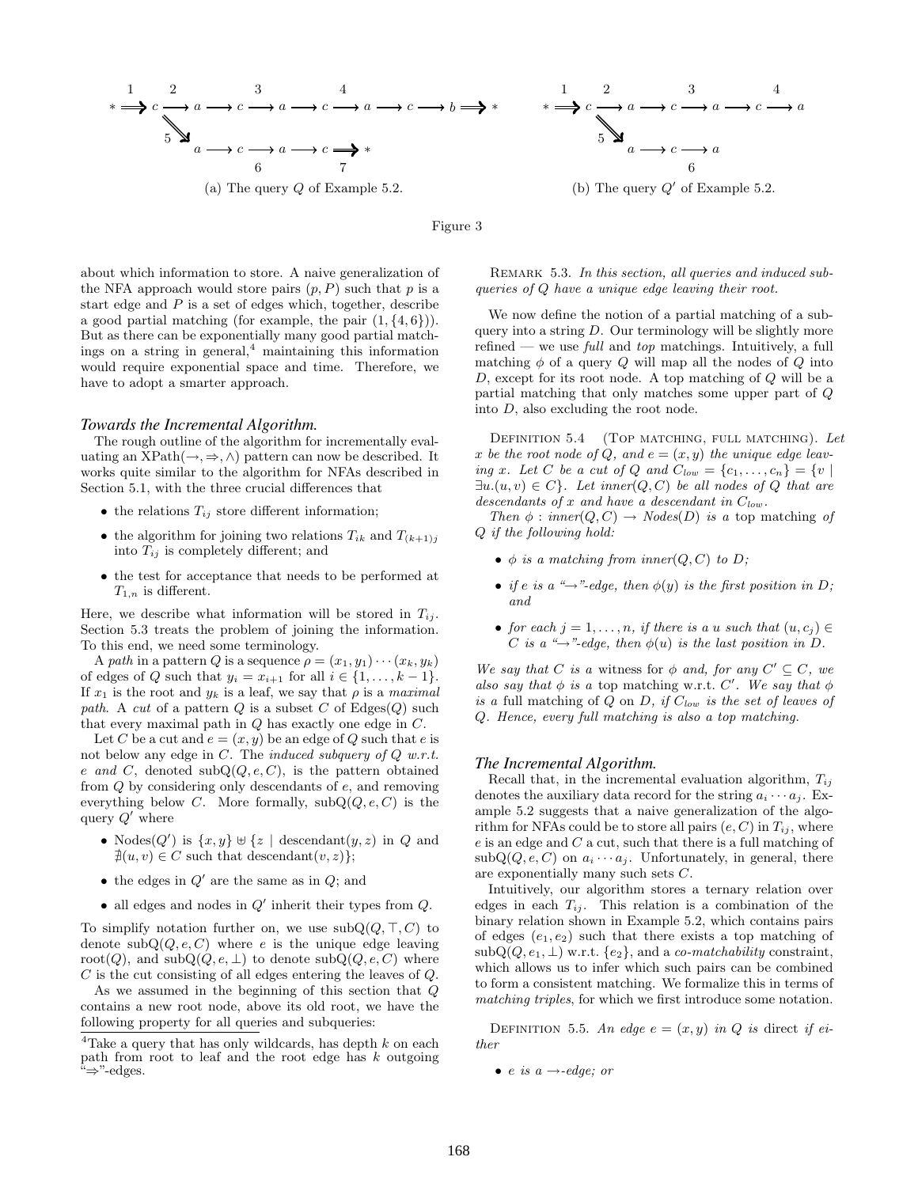(a) The query $Q$ of Example 5.2.

(b) The query $Q'$ of Example 5.2.

Figure 3

about which information to store. A naive generalization of the NFA approach would store pairs $(p, P)$ such that $p$ is a start edge and $P$ is a set of edges which, together, describe a good partial matching (for example, the pair $(1, \{4, 6\})$). But as there can be exponentially many good partial matchings on a string in general,[4] maintaining this information would require exponential space and time. Therefore, we have to adopt a smarter approach.

### Towards the Incremental Algorithm.

The rough outline of the algorithm for incrementally evaluating an XPath$(\rightarrow, \Rightarrow, \wedge)$ pattern can now be described. It works quite similar to the algorithm for NFAs described in Section 5.1, with the three crucial differences that

- the relations $T_{ij}$ store different information;
- the algorithm for joining two relations $T_{ik}$ and $T_{(k+1)j}$ into $T_{ij}$ is completely different; and
- the test for acceptance that needs to be performed at $T_{1,n}$ is different.

Here, we describe what information will be stored in $T_{ij}$. Section 5.3 treats the problem of joining the information. To this end, we need some terminology.

A *path* in a pattern $Q$ is a sequence $\rho = (x_1, y_1) \cdots (x_k, y_k)$ of edges of $Q$ such that $y_i = x_{i+1}$ for all $i \in \{1, \ldots, k-1\}$. If $x_1$ is the root and $y_k$ is a leaf, we say that $\rho$ is a *maximal path*. A *cut* of a pattern $Q$ is a subset $C$ of Edges$(Q)$ such that every maximal path in $Q$ has exactly one edge in $C$.

Let $C$ be a cut and $e = (x, y)$ be an edge of $Q$ such that $e$ is not below any edge in $C$. The *induced subquery of $Q$ w.r.t. $e$ and $C$*, denoted subQ$(Q, e, C)$, is the pattern obtained from $Q$ by considering only descendants of $e$, and removing everything below $C$. More formally, subQ$(Q, e, C)$ is the query $Q'$ where

- Nodes$(Q')$ is $\{x, y\} \uplus \{z \mid$ descendant$(y, z)$ in $Q$ and $\nexists(u, v) \in C$ such that descendant$(v, z)\}$;
- the edges in $Q'$ are the same as in $Q$; and
- all edges and nodes in $Q'$ inherit their types from $Q$.

To simplify notation further on, we use subQ$(Q, \top, C)$ to denote subQ$(Q, e, C)$ where $e$ is the unique edge leaving root$(Q)$, and subQ$(Q, e, \bot)$ to denote subQ$(Q, e, C)$ where $C$ is the cut consisting of all edges entering the leaves of $Q$.

As we assumed in the beginning of this section that $Q$ contains a new root node, above its old root, we have the following property for all queries and subqueries:

[4] Take a query that has only wildcards, has depth $k$ on each path from root to leaf and the root edge has $k$ outgoing "$\Rightarrow$"-edges.

REMARK 5.3. *In this section, all queries and induced subqueries of $Q$ have a unique edge leaving their root.*

We now define the notion of a partial matching of a subquery into a string $D$. Our terminology will be slightly more refined — we use *full* and *top* matchings. Intuitively, a full matching $\phi$ of a query $Q$ will map all the nodes of $Q$ into $D$, except for its root node. A top matching of $Q$ will be a partial matching that only matches some upper part of $Q$ into $D$, also excluding the root node.

DEFINITION 5.4 (TOP MATCHING, FULL MATCHING). *Let $x$ be the root node of $Q$, and $e = (x, y)$ the unique edge leaving $x$. Let $C$ be a cut of $Q$ and $C_{low} = \{c_1, \ldots, c_n\} = \{v \mid \exists u.(u, v) \in C\}$. Let $inner(Q, C)$ be all nodes of $Q$ that are descendants of $x$ and have a descendant in $C_{low}$.*

*Then $\phi : inner(Q, C) \rightarrow Nodes(D)$ is a* top matching *of $Q$ if the following hold:*

- *$\phi$ is a matching from $inner(Q, C)$ to $D$;*
- *if $e$ is a "$\rightarrow$"-edge, then $\phi(y)$ is the first position in $D$; and*
- *for each $j = 1, \ldots, n$, if there is a $u$ such that $(u, c_j) \in C$ is a "$\rightarrow$"-edge, then $\phi(u)$ is the last position in $D$.*

*We say that $C$ is a* witness *for $\phi$ and, for any $C' \subseteq C$, we also say that $\phi$ is a* top matching w.r.t. $C'$. *We say that $\phi$ is a* full matching *of $Q$ on $D$, if $C_{low}$ is the set of leaves of $Q$. Hence, every full matching is also a top matching.*

### The Incremental Algorithm.

Recall that, in the incremental evaluation algorithm, $T_{ij}$ denotes the auxiliary data record for the string $a_i \cdots a_j$. Example 5.2 suggests that a naive generalization of the algorithm for NFAs could be to store all pairs $(e, C)$ in $T_{ij}$, where $e$ is an edge and $C$ a cut, such that there is a full matching of subQ$(Q, e, C)$ on $a_i \cdots a_j$. Unfortunately, in general, there are exponentially many such sets $C$.

Intuitively, our algorithm stores a ternary relation over edges in each $T_{ij}$. This relation is a combination of the binary relation shown in Example 5.2, which contains pairs of edges $(e_1, e_2)$ such that there exists a top matching of subQ$(Q, e_1, \bot)$ w.r.t. $\{e_2\}$, and a *co-matchability* constraint, which allows us to infer which such pairs can be combined to form a consistent matching. We formalize this in terms of *matching triples*, for which we first introduce some notation.

DEFINITION 5.5. *An edge $e = (x, y)$ in $Q$ is* direct *if either*

- *$e$ is a $\rightarrow$-edge; or*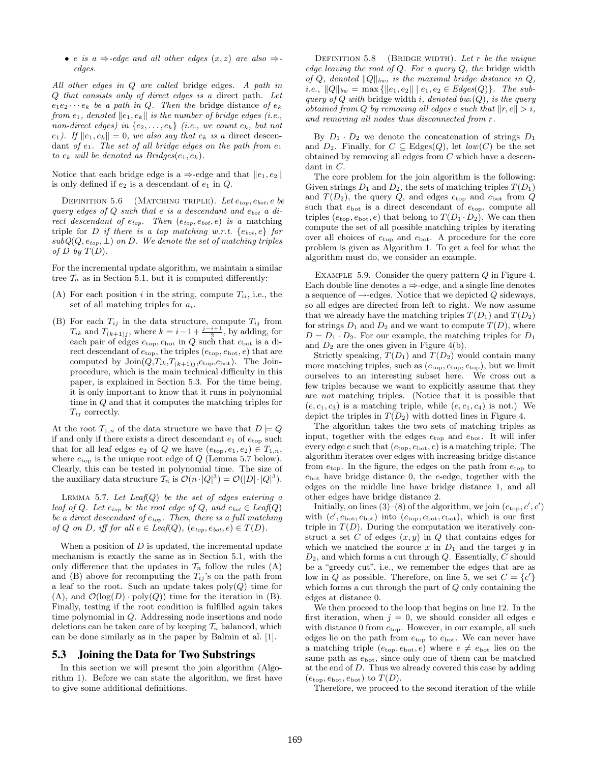- $e$ is a $\Rightarrow$-edge and all other edges $(x, z)$ are also $\Rightarrow$-edges.

*All other edges in $Q$ are called* bridge edges. *A path in $Q$ that consists only of direct edges is a* direct path. *Let $e_1 e_2 \cdots e_k$ be a path in $Q$. Then the* bridge distance *of $e_k$ from $e_1$, denoted $\|e_1, e_k\|$ is the number of bridge edges (i.e., non-direct edges) in $\{e_2, \ldots, e_k\}$ (i.e., we count $e_k$, but not $e_1$). If $\|e_1, e_k\| = 0$, we also say that $e_k$ is a* direct descendant *of $e_1$. The set of all bridge edges on the path from $e_1$ to $e_k$ will be denoted as $Bridges(e_1, e_k)$.*

Notice that each bridge edge is a $\Rightarrow$-edge and that $\|e_1, e_2\|$ is only defined if $e_2$ is a descendant of $e_1$ in $Q$.

Definition 5.6 (Matching triple). *Let $e_{top}, e_{bot}, e$ be query edges of $Q$ such that $e$ is a descendant and $e_{bot}$ a direct descendant of $e_{top}$. Then $(e_{top}, e_{bot}, e)$ is a* matching triple *for $D$ if there is a top matching w.r.t. $\{e_{bot}, e\}$ for $subQ(Q, e_{top}, \perp)$ on $D$. We denote the set of matching triples of $D$ by $T(D)$.*

For the incremental update algorithm, we maintain a similar tree $\mathcal{T}_n$ as in Section 5.1, but it is computed differently:

(A) For each position $i$ in the string, compute $T_{ii}$, i.e., the set of all matching triples for $a_i$.

(B) For each $T_{ij}$ in the data structure, compute $T_{ij}$ from $T_{ik}$ and $T_{(k+1)j}$, where $k = i - 1 + \frac{j-i+1}{2}$, by adding, for each pair of edges $e_{\text{top}}, e_{\text{bot}}$ in $Q$ such that $e_{\text{bot}}$ is a direct descendant of $e_{\text{top}}$, the triples $(e_{\text{top}}, e_{\text{bot}}, e)$ that are computed by Join($Q$,$T_{ik}$,$T_{(k+1)j}$,$e_{\text{top}}$,$e_{\text{bot}}$). The Join-procedure, which is the main technical difficulty in this paper, is explained in Section 5.3. For the time being, it is only important to know that it runs in polynomial time in $Q$ and that it computes the matching triples for $T_{ij}$ correctly.

At the root $T_{1,n}$ of the data structure we have that $D \models Q$ if and only if there exists a direct descendant $e_1$ of $e_{\text{top}}$ such that for all leaf edges $e_2$ of $Q$ we have $(e_{\text{top}}, e_1, e_2) \in T_{1,n}$, where $e_{\text{top}}$ is the unique root edge of $Q$ (Lemma 5.7 below). Clearly, this can be tested in polynomial time. The size of the auxiliary data structure $\mathcal{T}_n$ is $\mathcal{O}(n \cdot |Q|^3) = \mathcal{O}(|D| \cdot |Q|^3)$.

Lemma 5.7. *Let $Leaf(Q)$ be the set of edges entering a leaf of $Q$. Let $e_{top}$ be the root edge of $Q$, and $e_{bot} \in Leaf(Q)$ be a direct descendant of $e_{top}$. Then, there is a full matching of $Q$ on $D$, iff for all $e \in Leaf(Q)$, $(e_{top}, e_{bot}, e) \in T(D)$.*

When a position of $D$ is updated, the incremental update mechanism is exactly the same as in Section 5.1, with the only difference that the updates in $\mathcal{T}_n$ follow the rules (A) and (B) above for recomputing the $T_{ij}$'s on the path from a leaf to the root. Such an update takes poly($Q$) time for (A), and $\mathcal{O}(\log(D) \cdot \text{poly}(Q))$ time for the iteration in (B). Finally, testing if the root condition is fulfilled again takes time polynomial in $Q$. Addressing node insertions and node deletions can be taken care of by keeping $\mathcal{T}_n$ balanced, which can be done similarly as in the paper by Balmin et al. [1].

## 5.3 Joining the Data for Two Substrings

In this section we will present the join algorithm (Algorithm 1). Before we can state the algorithm, we first have to give some additional definitions.

Definition 5.8 (Bridge width). *Let $r$ be the unique edge leaving the root of $Q$. For a query $Q$, the* bridge width *of $Q$, denoted $\|Q\|_{bw}$, is the maximal bridge distance in $Q$, i.e., $\|Q\|_{bw} = \max\{\|e_1, e_2\| \mid e_1, e_2 \in Edges(Q)\}$. The subquery of $Q$ with* bridge width $i$, *denoted $bw_i(Q)$, is the query obtained from $Q$ by removing all edges $e$ such that $\|r, e\| > i$, and removing all nodes thus disconnected from $r$.*

By $D_1 \cdot D_2$ we denote the concatenation of strings $D_1$ and $D_2$. Finally, for $C \subseteq \text{Edges}(Q)$, let $low(C)$ be the set obtained by removing all edges from $C$ which have a descendant in $C$.

The core problem for the join algorithm is the following: Given strings $D_1$ and $D_2$, the sets of matching triples $T(D_1)$ and $T(D_2)$, the query $Q$, and edges $e_{\text{top}}$ and $e_{\text{bot}}$ from $Q$ such that $e_{\text{bot}}$ is a direct descendant of $e_{\text{top}}$, compute all triples $(e_{\text{top}}, e_{\text{bot}}, e)$ that belong to $T(D_1 \cdot D_2)$. We can then compute the set of all possible matching triples by iterating over all choices of $e_{\text{top}}$ and $e_{\text{bot}}$. A procedure for the core problem is given as Algorithm 1. To get a feel for what the algorithm must do, we consider an example.

Example 5.9. Consider the query pattern $Q$ in Figure 4. Each double line denotes a $\Rightarrow$-edge, and a single line denotes a sequence of $\rightarrow$-edges. Notice that we depicted $Q$ sideways, so all edges are directed from left to right. We now assume that we already have the matching triples $T(D_1)$ and $T(D_2)$ for strings $D_1$ and $D_2$ and we want to compute $T(D)$, where $D = D_1 \cdot D_2$. For our example, the matching triples for $D_1$ and $D_2$ are the ones given in Figure 4(b).

Strictly speaking, $T(D_1)$ and $T(D_2)$ would contain many more matching triples, such as $(e_{\text{top}}, e_{\text{top}}, e_{\text{top}})$, but we limit ourselves to an interesting subset here. We cross out a few triples because we want to explicitly assume that they are *not* matching triples. (Notice that it is possible that $(e, c_1, c_3)$ is a matching triple, while $(e, c_1, c_4)$ is not.) We depict the triples in $T(D_2)$ with dotted lines in Figure 4.

The algorithm takes the two sets of matching triples as input, together with the edges $e_{\text{top}}$ and $e_{\text{bot}}$. It will infer every edge $e$ such that $(e_{\text{top}}, e_{\text{bot}}, e)$ is a matching triple. The algorithm iterates over edges with increasing bridge distance from $e_{\text{top}}$. In the figure, the edges on the path from $e_{\text{top}}$ to $e_{\text{bot}}$ have bridge distance 0, the $e$-edge, together with the edges on the middle line have bridge distance 1, and all other edges have bridge distance 2.

Initially, on lines (3)–(8) of the algorithm, we join $(e_{\text{top}}, c', c')$ with $(c', e_{\text{bot}}, e_{\text{bot}})$ into $(e_{\text{top}}, e_{\text{bot}}, e_{\text{bot}})$, which is our first triple in $T(D)$. During the computation we iteratively construct a set $C$ of edges $(x, y)$ in $Q$ that contains edges for which we matched the source $x$ in $D_1$ and the target $y$ in $D_2$, and which forms a cut through $Q$. Essentially, $C$ should be a "greedy cut", i.e., we remember the edges that are as low in $Q$ as possible. Therefore, on line 5, we set $C = \{c'\}$ which forms a cut through the part of $Q$ only containing the edges at distance 0.

We then proceed to the loop that begins on line 12. In the first iteration, when $j = 0$, we should consider all edges $e$ with distance 0 from $e_{\text{top}}$. However, in our example, all such edges lie on the path from $e_{\text{top}}$ to $e_{\text{bot}}$. We can never have a matching triple $(e_{\text{top}}, e_{\text{bot}}, e)$ where $e \neq e_{\text{bot}}$ lies on the same path as $e_{\text{bot}}$, since only one of them can be matched at the end of $D$. Thus we already covered this case by adding $(e_{\text{top}}, e_{\text{bot}}, e_{\text{bot}})$ to $T(D)$.

Therefore, we proceed to the second iteration of the while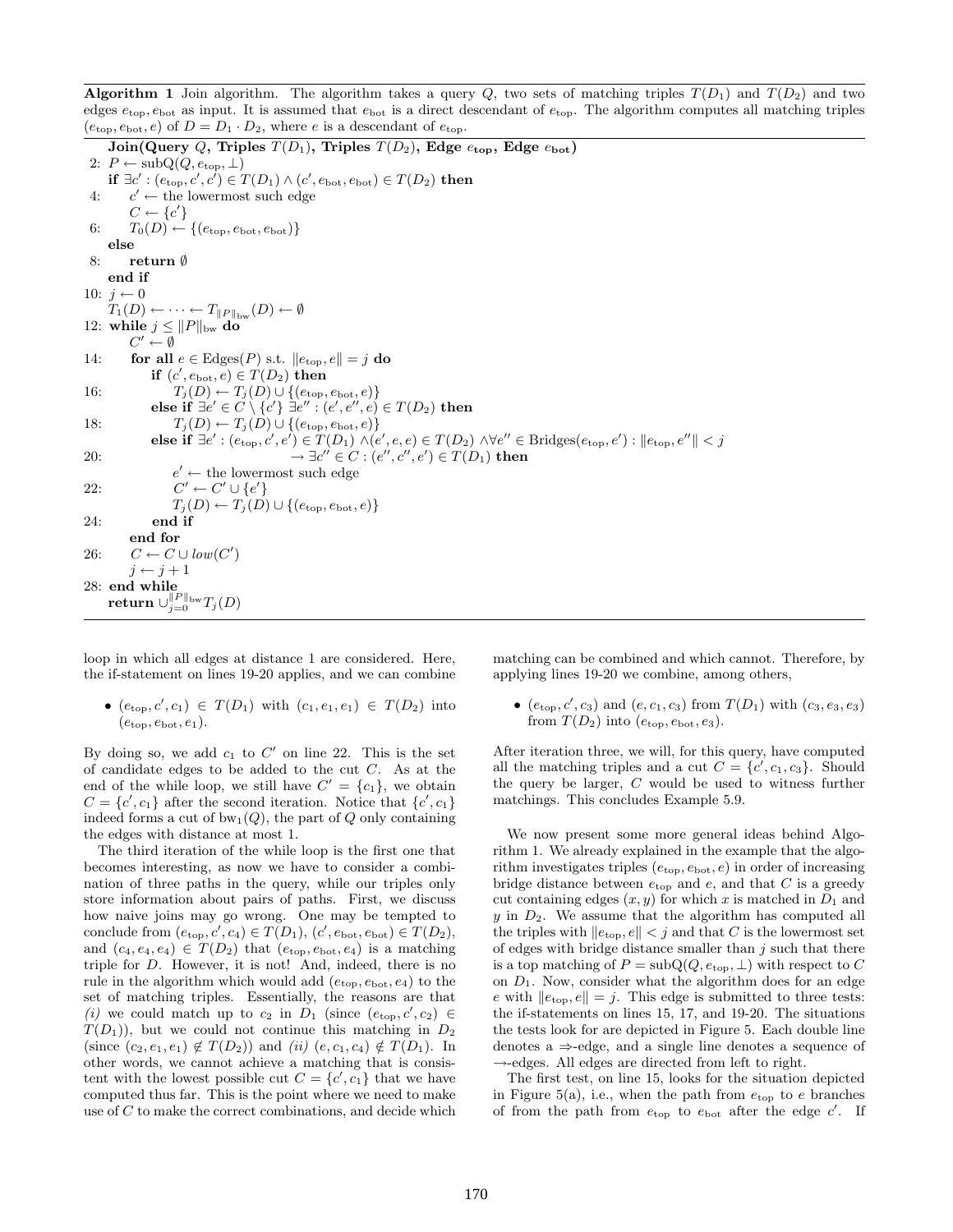**Algorithm 1** Join algorithm. The algorithm takes a query $Q$, two sets of matching triples $T(D_1)$ and $T(D_2)$ and two edges $e_{\text{top}}, e_{\text{bot}}$ as input. It is assumed that $e_{\text{bot}}$ is a direct descendant of $e_{\text{top}}$. The algorithm computes all matching triples $(e_{\text{top}}, e_{\text{bot}}, e)$ of $D = D_1 \cdot D_2$, where $e$ is a descendant of $e_{\text{top}}$.

```
    Join(Query Q, Triples T(D1), Triples T(D2), Edge e_top, Edge e_bot)
 2: P ← subQ(Q, e_top, ⊥)
    if ∃c' : (e_top, c', c') ∈ T(D1) ∧ (c', e_bot, e_bot) ∈ T(D2) then
 4:     c' ← the lowermost such edge
        C ← {c'}
 6:     T_0(D) ← {(e_top, e_bot, e_bot)}
    else
 8:     return ∅
    end if
10: j ← 0
    T_1(D) ← ··· ← T_{‖P‖bw}(D) ← ∅
12: while j ≤ ‖P‖bw do
        C' ← ∅
14:     for all e ∈ Edges(P) s.t. ‖e_top, e‖ = j do
            if (c', e_bot, e) ∈ T(D2) then
16:             T_j(D) ← T_j(D) ∪ {(e_top, e_bot, e)}
            else if ∃e' ∈ C \ {c'} ∃e'' : (e', e'', e) ∈ T(D2) then
18:             T_j(D) ← T_j(D) ∪ {(e_top, e_bot, e)}
            else if ∃e' : (e_top, c', e') ∈ T(D1) ∧(e', e, e) ∈ T(D2) ∧∀e'' ∈ Bridges(e_top, e') : ‖e_top, e''‖ < j
20:                                       → ∃c'' ∈ C : (e'', c'', e') ∈ T(D1) then
                e' ← the lowermost such edge
22:             C' ← C' ∪ {e'}
                T_j(D) ← T_j(D) ∪ {(e_top, e_bot, e)}
24:         end if
        end for
26:     C ← C ∪ low(C')
        j ← j + 1
28: end while
    return ∪_{j=0}^{‖P‖bw} T_j(D)
```

loop in which all edges at distance 1 are considered. Here, the if-statement on lines 19-20 applies, and we can combine

- $(e_{\text{top}}, c', c_1) \in T(D_1)$ with $(c_1, e_1, e_1) \in T(D_2)$ into $(e_{\text{top}}, e_{\text{bot}}, e_1)$.

By doing so, we add $c_1$ to $C'$ on line 22. This is the set of candidate edges to be added to the cut $C$. As at the end of the while loop, we still have $C' = \{c_1\}$, we obtain $C = \{c', c_1\}$ after the second iteration. Notice that $\{c', c_1\}$ indeed forms a cut of $\text{bw}_1(Q)$, the part of $Q$ only containing the edges with distance at most 1.

The third iteration of the while loop is the first one that becomes interesting, as now we have to consider a combination of three paths in the query, while our triples only store information about pairs of paths. First, we discuss how naive joins may go wrong. One may be tempted to conclude from $(e_{\text{top}}, c', c_4) \in T(D_1)$, $(c', e_{\text{bot}}, e_{\text{bot}}) \in T(D_2)$, and $(c_4, e_4, e_4) \in T(D_2)$ that $(e_{\text{top}}, e_{\text{bot}}, e_4)$ is a matching triple for $D$. However, it is not! And, indeed, there is no rule in the algorithm which would add $(e_{\text{top}}, e_{\text{bot}}, e_4)$ to the set of matching triples. Essentially, the reasons are that *(i)* we could match up to $c_2$ in $D_1$ (since $(e_{\text{top}}, c', c_2) \in T(D_1)$), but we could not continue this matching in $D_2$ (since $(c_2, e_1, e_1) \notin T(D_2)$) and *(ii)* $(e, c_1, c_4) \notin T(D_1)$. In other words, we cannot achieve a matching that is consistent with the lowest possible cut $C = \{c', c_1\}$ that we have computed thus far. This is the point where we need to make use of $C$ to make the correct combinations, and decide which matching can be combined and which cannot. Therefore, by applying lines 19-20 we combine, among others,

- $(e_{\text{top}}, c', c_3)$ and $(e, c_1, c_3)$ from $T(D_1)$ with $(c_3, e_3, e_3)$ from $T(D_2)$ into $(e_{\text{top}}, e_{\text{bot}}, e_3)$.

After iteration three, we will, for this query, have computed all the matching triples and a cut $C = \{c', c_1, c_3\}$. Should the query be larger, $C$ would be used to witness further matchings. This concludes Example 5.9.

We now present some more general ideas behind Algorithm 1. We already explained in the example that the algorithm investigates triples $(e_{\text{top}}, e_{\text{bot}}, e)$ in order of increasing bridge distance between $e_{\text{top}}$ and $e$, and that $C$ is a greedy cut containing edges $(x, y)$ for which $x$ is matched in $D_1$ and $y$ in $D_2$. We assume that the algorithm has computed all the triples with $\|e_{\text{top}}, e\| < j$ and that $C$ is the lowermost set of edges with bridge distance smaller than $j$ such that there is a top matching of $P = \text{subQ}(Q, e_{\text{top}}, \perp)$ with respect to $C$ on $D_1$. Now, consider what the algorithm does for an edge $e$ with $\|e_{\text{top}}, e\| = j$. This edge is submitted to three tests: the if-statements on lines 15, 17, and 19-20. The situations the tests look for are depicted in Figure 5. Each double line denotes a $\Rightarrow$-edge, and a single line denotes a sequence of $\rightarrow$-edges. All edges are directed from left to right.

The first test, on line 15, looks for the situation depicted in Figure 5(a), i.e., when the path from $e_{\text{top}}$ to $e$ branches of from the path from $e_{\text{top}}$ to $e_{\text{bot}}$ after the edge $c'$. If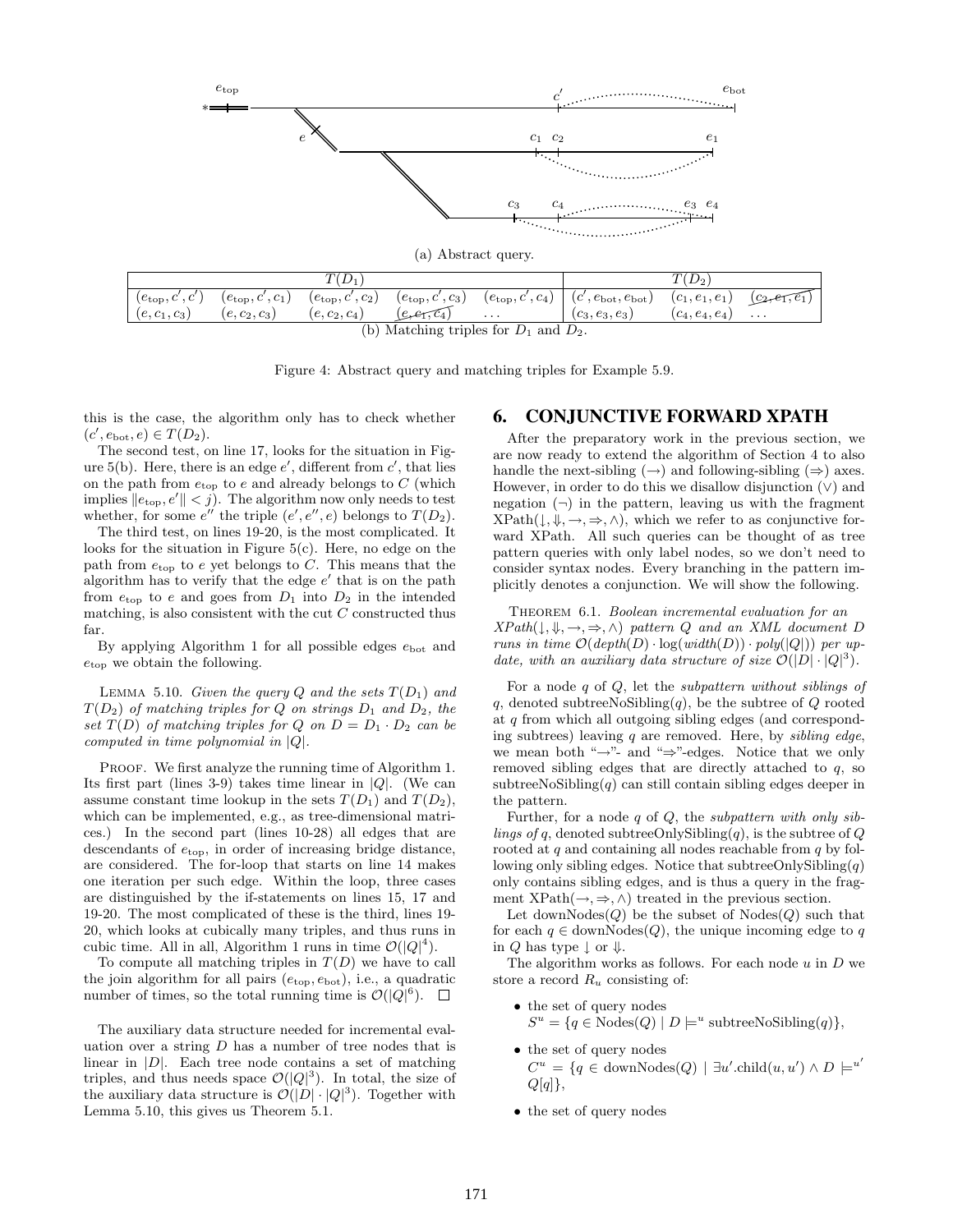(a) Abstract query.

| $T(D_1)$ | | | | | $T(D_2)$ | | |
|---|---|---|---|---|---|---|---|
| $(e_{\text{top}}, c', c')$ | $(e_{\text{top}}, c', c_1)$ | $(e_{\text{top}}, c', c_2)$ | $(e_{\text{top}}, c', c_3)$ | $(e_{\text{top}}, c', c_4)$ | $(c', e_{\text{bot}}, e_{\text{bot}})$ | $(c_1, e_1, e_1)$ | ~~$(c_2, e_1, e_1)$~~ |
| $(e, c_1, c_3)$ | $(e, c_2, c_3)$ | $(e, c_2, c_4)$ | ~~$(e, e_1, c_4)$~~ | ... | $(c_3, e_3, e_3)$ | $(c_4, e_4, e_4)$ | ... |

(b) Matching triples for $D_1$ and $D_2$.

Figure 4: Abstract query and matching triples for Example 5.9.

this is the case, the algorithm only has to check whether $(c', e_{\text{bot}}, e) \in T(D_2)$.

The second test, on line 17, looks for the situation in Figure 5(b). Here, there is an edge $e'$, different from $c'$, that lies on the path from $e_{\text{top}}$ to $e$ and already belongs to $C$ (which implies $\|e_{\text{top}}, e'\| < j$). The algorithm now only needs to test whether, for some $e''$ the triple $(e', e'', e)$ belongs to $T(D_2)$.

The third test, on lines 19-20, is the most complicated. It looks for the situation in Figure 5(c). Here, no edge on the path from $e_{\text{top}}$ to $e$ yet belongs to $C$. This means that the algorithm has to verify that the edge $e'$ that is on the path from $e_{\text{top}}$ to $e$ and goes from $D_1$ into $D_2$ in the intended matching, is also consistent with the cut $C$ constructed thus far.

By applying Algorithm 1 for all possible edges $e_{\text{bot}}$ and $e_{\text{top}}$ we obtain the following.

Lemma 5.10. *Given the query $Q$ and the sets $T(D_1)$ and $T(D_2)$ of matching triples for $Q$ on strings $D_1$ and $D_2$, the set $T(D)$ of matching triples for $Q$ on $D = D_1 \cdot D_2$ can be computed in time polynomial in $|Q|$.*

Proof. We first analyze the running time of Algorithm 1. Its first part (lines 3-9) takes time linear in $|Q|$. (We can assume constant time lookup in the sets $T(D_1)$ and $T(D_2)$, which can be implemented, e.g., as tree-dimensional matrices.) In the second part (lines 10-28) all edges that are descendants of $e_{\text{top}}$, in order of increasing bridge distance, are considered. The for-loop that starts on line 14 makes one iteration per such edge. Within the loop, three cases are distinguished by the if-statements on lines 15, 17 and 19-20. The most complicated of these is the third, lines 19-20, which looks at cubically many triples, and thus runs in cubic time. All in all, Algorithm 1 runs in time $\mathcal{O}(|Q|^4)$.

To compute all matching triples in $T(D)$ we have to call the join algorithm for all pairs $(e_{\text{top}}, e_{\text{bot}})$, i.e., a quadratic number of times, so the total running time is $\mathcal{O}(|Q|^6)$. □

The auxiliary data structure needed for incremental evaluation over a string $D$ has a number of tree nodes that is linear in $|D|$. Each tree node contains a set of matching triples, and thus needs space $\mathcal{O}(|Q|^3)$. In total, the size of the auxiliary data structure is $\mathcal{O}(|D| \cdot |Q|^3)$. Together with Lemma 5.10, this gives us Theorem 5.1.

# 6. CONJUNCTIVE FORWARD XPATH

After the preparatory work in the previous section, we are now ready to extend the algorithm of Section 4 to also handle the next-sibling ($\rightarrow$) and following-sibling ($\Rightarrow$) axes. However, in order to do this we disallow disjunction ($\vee$) and negation ($\neg$) in the pattern, leaving us with the fragment XPath($\downarrow, \Downarrow, \rightarrow, \Rightarrow, \wedge$), which we refer to as conjunctive forward XPath. All such queries can be thought of as tree pattern queries with only label nodes, so we don't need to consider syntax nodes. Every branching in the pattern implicitly denotes a conjunction. We will show the following.

Theorem 6.1. *Boolean incremental evaluation for an XPath($\downarrow, \Downarrow, \rightarrow, \Rightarrow, \wedge$) pattern $Q$ and an XML document $D$ runs in time $\mathcal{O}(depth(D) \cdot \log(width(D)) \cdot poly(|Q|))$ per update, with an auxiliary data structure of size $\mathcal{O}(|D| \cdot |Q|^3)$.*

For a node $q$ of $Q$, let the *subpattern without siblings of* $q$, denoted subtreeNoSibling($q$), be the subtree of $Q$ rooted at $q$ from which all outgoing sibling edges (and corresponding subtrees) leaving $q$ are removed. Here, by *sibling edge*, we mean both "$\rightarrow$"- and "$\Rightarrow$"-edges. Notice that we only removed sibling edges that are directly attached to $q$, so subtreeNoSibling($q$) can still contain sibling edges deeper in the pattern.

Further, for a node $q$ of $Q$, the *subpattern with only siblings of* $q$, denoted subtreeOnlySibling($q$), is the subtree of $Q$ rooted at $q$ and containing all nodes reachable from $q$ by following only sibling edges. Notice that subtreeOnlySibling($q$) only contains sibling edges, and is thus a query in the fragment XPath($\rightarrow, \Rightarrow, \wedge$) treated in the previous section.

Let downNodes($Q$) be the subset of Nodes($Q$) such that for each $q \in$ downNodes($Q$), the unique incoming edge to $q$ in $Q$ has type $\downarrow$ or $\Downarrow$.

The algorithm works as follows. For each node $u$ in $D$ we store a record $R_u$ consisting of:

- the set of query nodes $S^u = \{q \in \text{Nodes}(Q) \mid D \models^u \text{subtreeNoSibling}(q)\}$,
- the set of query nodes $C^u = \{q \in \text{downNodes}(Q) \mid \exists u'.\text{child}(u, u') \wedge D \models^{u'} Q[q]\}$,
- the set of query nodes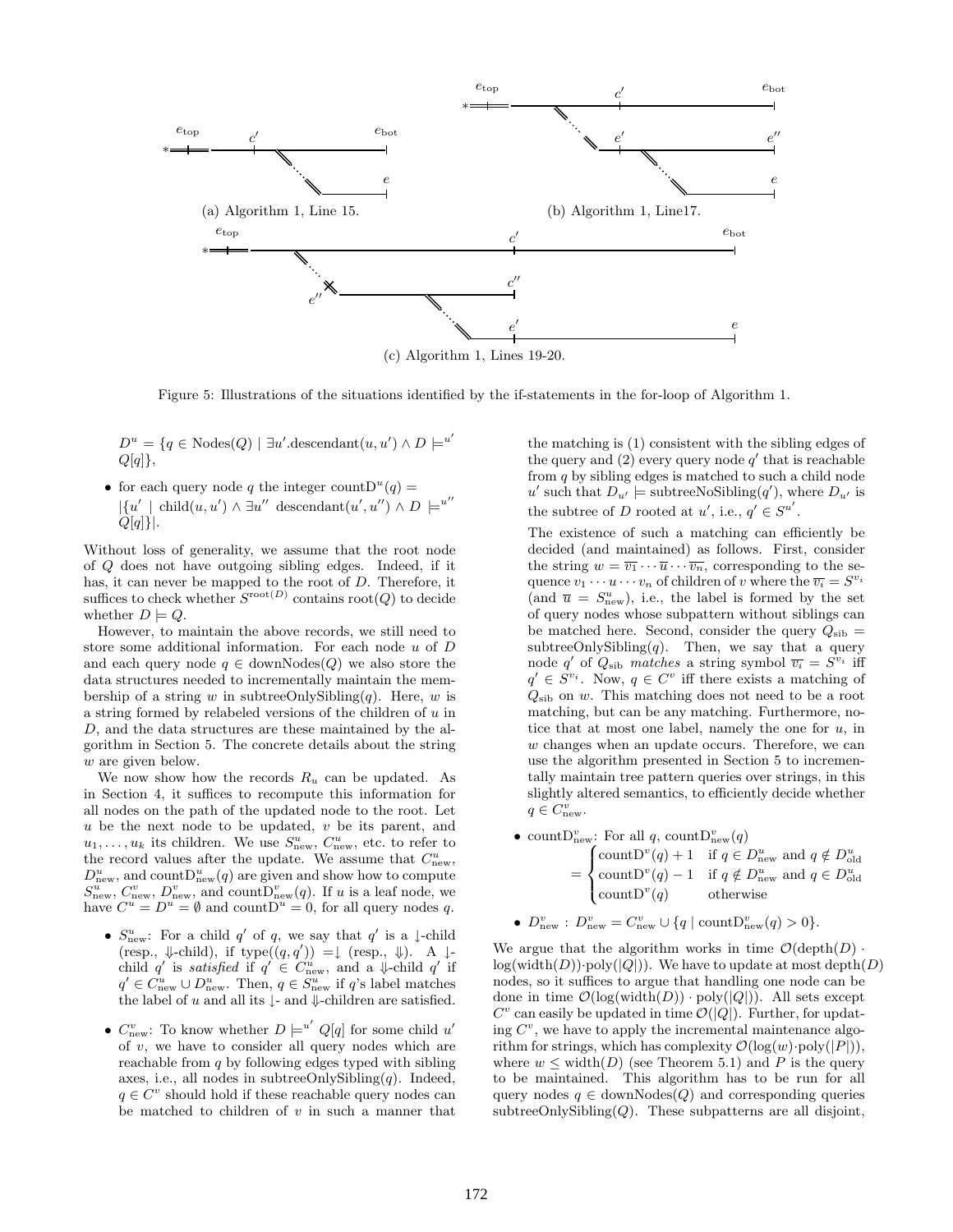(a) Algorithm 1, Line 15.

(b) Algorithm 1, Line17.

(c) Algorithm 1, Lines 19-20.

Figure 5: Illustrations of the situations identified by the if-statements in the for-loop of Algorithm 1.

$D^u = \{q \in \text{Nodes}(Q) \mid \exists u'.\text{descendant}(u, u') \wedge D \models^{u'} Q[q]\}$,

- for each query node $q$ the integer $\text{countD}^u(q) = |\{u' \mid \text{child}(u, u') \wedge \exists u'' \text{ descendant}(u', u'') \wedge D \models^{u''} Q[q]\}|$.

Without loss of generality, we assume that the root node of $Q$ does not have outgoing sibling edges. Indeed, if it has, it can never be mapped to the root of $D$. Therefore, it suffices to check whether $S^{\text{root}(D)}$ contains $\text{root}(Q)$ to decide whether $D \models Q$.

However, to maintain the above records, we still need to store some additional information. For each node $u$ of $D$ and each query node $q \in \text{downNodes}(Q)$ we also store the data structures needed to incrementally maintain the membership of a string $w$ in $\text{subtreeOnlySibling}(q)$. Here, $w$ is a string formed by relabeled versions of the children of $u$ in $D$, and the data structures are these maintained by the algorithm in Section 5. The concrete details about the string $w$ are given below.

We now show how the records $R_u$ can be updated. As in Section 4, it suffices to recompute this information for all nodes on the path of the updated node to the root. Let $u$ be the next node to be updated, $v$ be its parent, and $u_1, \ldots, u_k$ its children. We use $S^u_{\text{new}}$, $C^u_{\text{new}}$, etc. to refer to the record values after the update. We assume that $C^u_{\text{new}}$, $D^u_{\text{new}}$, and $\text{countD}^u_{\text{new}}(q)$ are given and show how to compute $S^u_{\text{new}}$, $C^v_{\text{new}}$, $D^v_{\text{new}}$, and $\text{countD}^v_{\text{new}}(q)$. If $u$ is a leaf node, we have $C^u = D^u = \emptyset$ and $\text{countD}^u = 0$, for all query nodes $q$.

- $S^u_{\text{new}}$: For a child $q'$ of $q$, we say that $q'$ is a $\downarrow$-child (resp., $\Downarrow$-child), if $\text{type}((q, q')) = \downarrow$ (resp., $\Downarrow$). A $\downarrow$-child $q'$ is *satisfied* if $q' \in C^u_{\text{new}}$, and a $\Downarrow$-child $q'$ if $q' \in C^u_{\text{new}} \cup D^u_{\text{new}}$. Then, $q \in S^u_{\text{new}}$ if $q$'s label matches the label of $u$ and all its $\downarrow$- and $\Downarrow$-children are satisfied.

- $C^v_{\text{new}}$: To know whether $D \models^{u'} Q[q]$ for some child $u'$ of $v$, we have to consider all query nodes which are reachable from $q$ by following edges typed with sibling axes, i.e., all nodes in $\text{subtreeOnlySibling}(q)$. Indeed, $q \in C^v$ should hold if these reachable query nodes can be matched to children of $v$ in such a manner that the matching is (1) consistent with the sibling edges of the query and (2) every query node $q'$ that is reachable from $q$ by sibling edges is matched to such a child node $u'$ such that $D_{u'} \models \text{subtreeNoSibling}(q')$, where $D_{u'}$ is the subtree of $D$ rooted at $u'$, i.e., $q' \in S^{u'}$.

  The existence of such a matching can efficiently be decided (and maintained) as follows. First, consider the string $w = \overline{v_1} \cdots \overline{u} \cdots \overline{v_n}$, corresponding to the sequence $v_1 \cdots u \cdots v_n$ of children of $v$ where the $\overline{v_i} = S^{v_i}$ (and $\overline{u} = S^u_{\text{new}}$), i.e., the label is formed by the set of query nodes whose subpattern without siblings can be matched here. Second, consider the query $Q_{\text{sib}} = \text{subtreeOnlySibling}(q)$. Then, we say that a query node $q'$ of $Q_{\text{sib}}$ *matches* a string symbol $\overline{v_i} = S^{v_i}$ iff $q' \in S^{v_i}$. Now, $q \in C^v$ iff there exists a matching of $Q_{\text{sib}}$ on $w$. This matching does not need to be a root matching, but can be any matching. Furthermore, notice that at most one label, namely the one for $u$, in $w$ changes when an update occurs. Therefore, we can use the algorithm presented in Section 5 to incrementally maintain tree pattern queries over strings, in this slightly altered semantics, to efficiently decide whether $q \in C^v_{\text{new}}$.

- $\text{countD}^v_{\text{new}}$: For all $q$, $\text{countD}^v_{\text{new}}(q)$

$$
= \begin{cases} \text{countD}^v(q) + 1 & \text{if } q \in D^u_{\text{new}} \text{ and } q \notin D^u_{\text{old}} \\ \text{countD}^v(q) - 1 & \text{if } q \notin D^u_{\text{new}} \text{ and } q \in D^u_{\text{old}} \\ \text{countD}^v(q) & \text{otherwise} \end{cases}
$$

- $D^v_{\text{new}}$ : $D^v_{\text{new}} = C^v_{\text{new}} \cup \{q \mid \text{countD}^v_{\text{new}}(q) > 0\}$.

We argue that the algorithm works in time $\mathcal{O}(\text{depth}(D) \cdot \log(\text{width}(D)) \cdot \text{poly}(|Q|))$. We have to update at most $\text{depth}(D)$ nodes, so it suffices to argue that handling one node can be done in time $\mathcal{O}(\log(\text{width}(D)) \cdot \text{poly}(|Q|))$. All sets except $C^v$ can easily be updated in time $\mathcal{O}(|Q|)$. Further, for updating $C^v$, we have to apply the incremental maintenance algorithm for strings, which has complexity $\mathcal{O}(\log(w) \cdot \text{poly}(|P|))$, where $w \leq \text{width}(D)$ (see Theorem 5.1) and $P$ is the query to be maintained. This algorithm has to be run for all query nodes $q \in \text{downNodes}(Q)$ and corresponding queries $\text{subtreeOnlySibling}(Q)$. These subpatterns are all disjoint,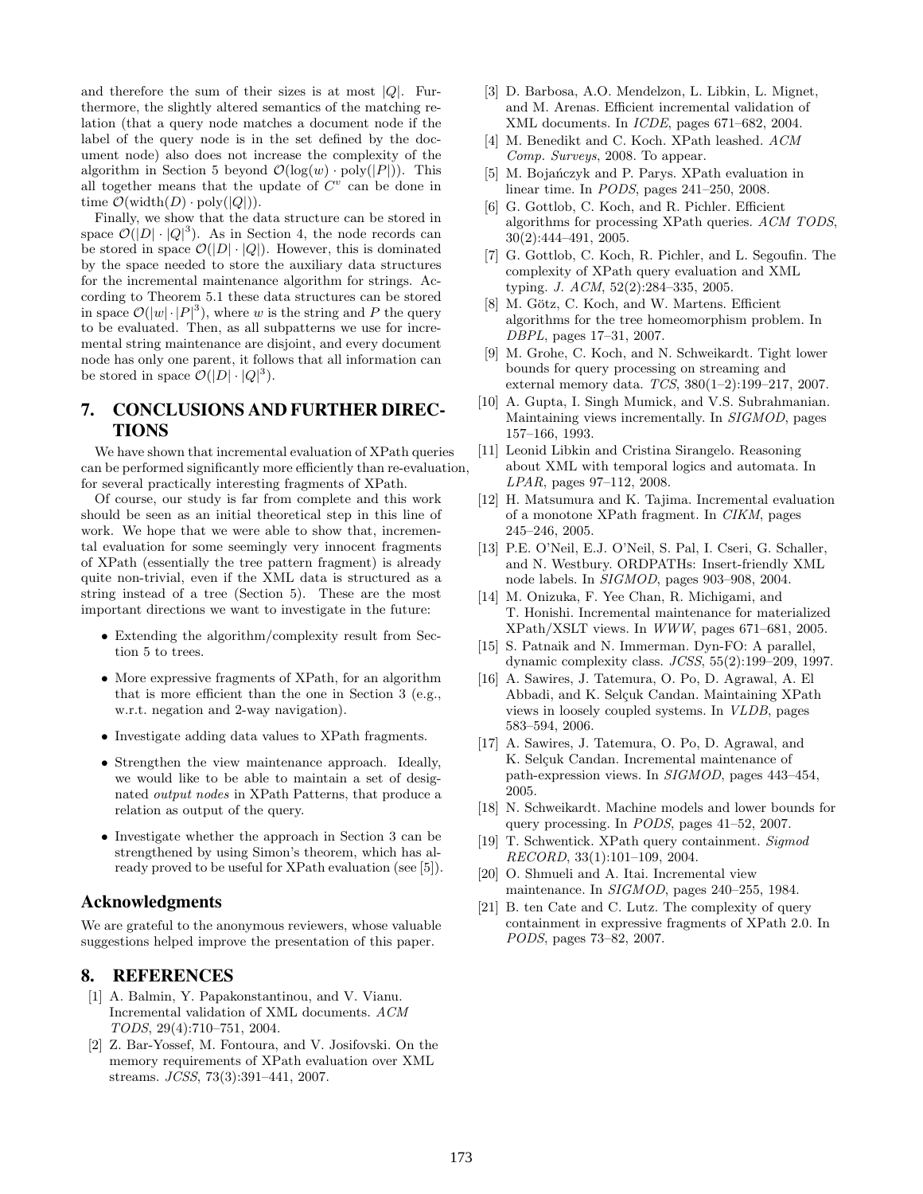and therefore the sum of their sizes is at most $|Q|$. Furthermore, the slightly altered semantics of the matching relation (that a query node matches a document node if the label of the query node is in the set defined by the document node) also does not increase the complexity of the algorithm in Section 5 beyond $\mathcal{O}(\log(w) \cdot \text{poly}(|P|))$. This all together means that the update of $C^v$ can be done in time $\mathcal{O}(\text{width}(D) \cdot \text{poly}(|Q|))$.

Finally, we show that the data structure can be stored in space $\mathcal{O}(|D| \cdot |Q|^3)$. As in Section 4, the node records can be stored in space $\mathcal{O}(|D| \cdot |Q|)$. However, this is dominated by the space needed to store the auxiliary data structures for the incremental maintenance algorithm for strings. According to Theorem 5.1 these data structures can be stored in space $\mathcal{O}(|w| \cdot |P|^3)$, where $w$ is the string and $P$ the query to be evaluated. Then, as all subpatterns we use for incremental string maintenance are disjoint, and every document node has only one parent, it follows that all information can be stored in space $\mathcal{O}(|D| \cdot |Q|^3)$.

## 7. CONCLUSIONS AND FURTHER DIRECTIONS

We have shown that incremental evaluation of XPath queries can be performed significantly more efficiently than re-evaluation, for several practically interesting fragments of XPath.

Of course, our study is far from complete and this work should be seen as an initial theoretical step in this line of work. We hope that we were able to show that, incremental evaluation for some seemingly very innocent fragments of XPath (essentially the tree pattern fragment) is already quite non-trivial, even if the XML data is structured as a string instead of a tree (Section 5). These are the most important directions we want to investigate in the future:

- Extending the algorithm/complexity result from Section 5 to trees.
- More expressive fragments of XPath, for an algorithm that is more efficient than the one in Section 3 (e.g., w.r.t. negation and 2-way navigation).
- Investigate adding data values to XPath fragments.
- Strengthen the view maintenance approach. Ideally, we would like to be able to maintain a set of designated *output nodes* in XPath Patterns, that produce a relation as output of the query.
- Investigate whether the approach in Section 3 can be strengthened by using Simon's theorem, which has already proved to be useful for XPath evaluation (see [5]).

## Acknowledgments

We are grateful to the anonymous reviewers, whose valuable suggestions helped improve the presentation of this paper.

## 8. REFERENCES

[1] A. Balmin, Y. Papakonstantinou, and V. Vianu. Incremental validation of XML documents. *ACM TODS*, 29(4):710–751, 2004.

[2] Z. Bar-Yossef, M. Fontoura, and V. Josifovski. On the memory requirements of XPath evaluation over XML streams. *JCSS*, 73(3):391–441, 2007.

[3] D. Barbosa, A.O. Mendelzon, L. Libkin, L. Mignet, and M. Arenas. Efficient incremental validation of XML documents. In *ICDE*, pages 671–682, 2004.

[4] M. Benedikt and C. Koch. XPath leashed. *ACM Comp. Surveys*, 2008. To appear.

[5] M. Bojańczyk and P. Parys. XPath evaluation in linear time. In *PODS*, pages 241–250, 2008.

[6] G. Gottlob, C. Koch, and R. Pichler. Efficient algorithms for processing XPath queries. *ACM TODS*, 30(2):444–491, 2005.

[7] G. Gottlob, C. Koch, R. Pichler, and L. Segoufin. The complexity of XPath query evaluation and XML typing. *J. ACM*, 52(2):284–335, 2005.

[8] M. Götz, C. Koch, and W. Martens. Efficient algorithms for the tree homeomorphism problem. In *DBPL*, pages 17–31, 2007.

[9] M. Grohe, C. Koch, and N. Schweikardt. Tight lower bounds for query processing on streaming and external memory data. *TCS*, 380(1–2):199–217, 2007.

[10] A. Gupta, I. Singh Mumick, and V.S. Subrahmanian. Maintaining views incrementally. In *SIGMOD*, pages 157–166, 1993.

[11] Leonid Libkin and Cristina Sirangelo. Reasoning about XML with temporal logics and automata. In *LPAR*, pages 97–112, 2008.

[12] H. Matsumura and K. Tajima. Incremental evaluation of a monotone XPath fragment. In *CIKM*, pages 245–246, 2005.

[13] P.E. O'Neil, E.J. O'Neil, S. Pal, I. Cseri, G. Schaller, and N. Westbury. ORDPATHs: Insert-friendly XML node labels. In *SIGMOD*, pages 903–908, 2004.

[14] M. Onizuka, F. Yee Chan, R. Michigami, and T. Honishi. Incremental maintenance for materialized XPath/XSLT views. In *WWW*, pages 671–681, 2005.

[15] S. Patnaik and N. Immerman. Dyn-FO: A parallel, dynamic complexity class. *JCSS*, 55(2):199–209, 1997.

[16] A. Sawires, J. Tatemura, O. Po, D. Agrawal, A. El Abbadi, and K. Selçuk Candan. Maintaining XPath views in loosely coupled systems. In *VLDB*, pages 583–594, 2006.

[17] A. Sawires, J. Tatemura, O. Po, D. Agrawal, and K. Selçuk Candan. Incremental maintenance of path-expression views. In *SIGMOD*, pages 443–454, 2005.

[18] N. Schweikardt. Machine models and lower bounds for query processing. In *PODS*, pages 41–52, 2007.

[19] T. Schwentick. XPath query containment. *Sigmod RECORD*, 33(1):101–109, 2004.

[20] O. Shmueli and A. Itai. Incremental view maintenance. In *SIGMOD*, pages 240–255, 1984.

[21] B. ten Cate and C. Lutz. The complexity of query containment in expressive fragments of XPath 2.0. In *PODS*, pages 73–82, 2007.